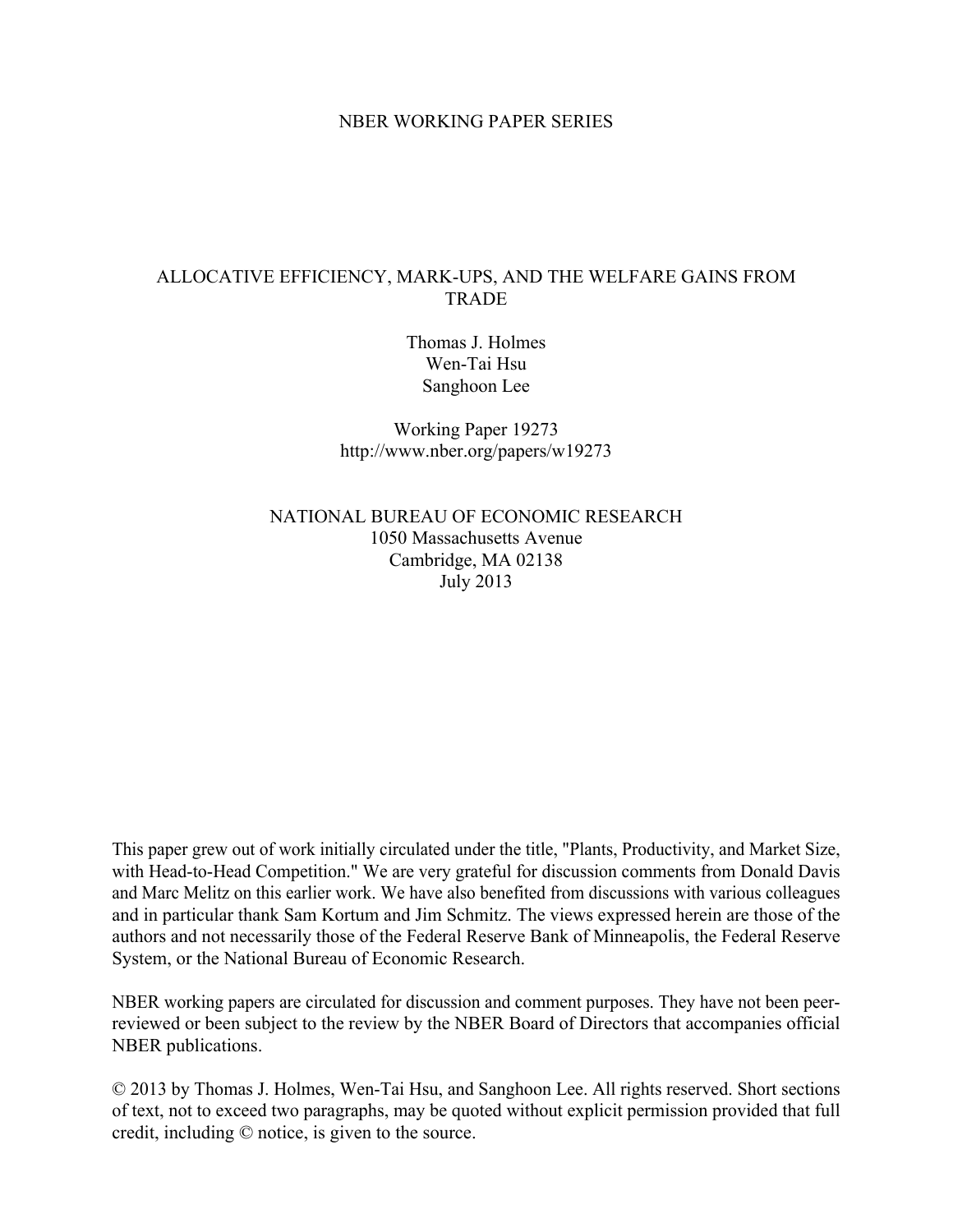NBER WORKING PAPER SERIES

# ALLOCATIVE EFFICIENCY, MARK-UPS, AND THE WELFARE GAINS FROM TRADE

Thomas J. Holmes
Wen-Tai Hsu
Sanghoon Lee

Working Paper 19273
http://www.nber.org/papers/w19273

NATIONAL BUREAU OF ECONOMIC RESEARCH
1050 Massachusetts Avenue
Cambridge, MA 02138
July 2013

This paper grew out of work initially circulated under the title, "Plants, Productivity, and Market Size, with Head-to-Head Competition." We are very grateful for discussion comments from Donald Davis and Marc Melitz on this earlier work. We have also benefited from discussions with various colleagues and in particular thank Sam Kortum and Jim Schmitz. The views expressed herein are those of the authors and not necessarily those of the Federal Reserve Bank of Minneapolis, the Federal Reserve System, or the National Bureau of Economic Research.

NBER working papers are circulated for discussion and comment purposes. They have not been peer-reviewed or been subject to the review by the NBER Board of Directors that accompanies official NBER publications.

© 2013 by Thomas J. Holmes, Wen-Tai Hsu, and Sanghoon Lee. All rights reserved. Short sections of text, not to exceed two paragraphs, may be quoted without explicit permission provided that full credit, including © notice, is given to the source.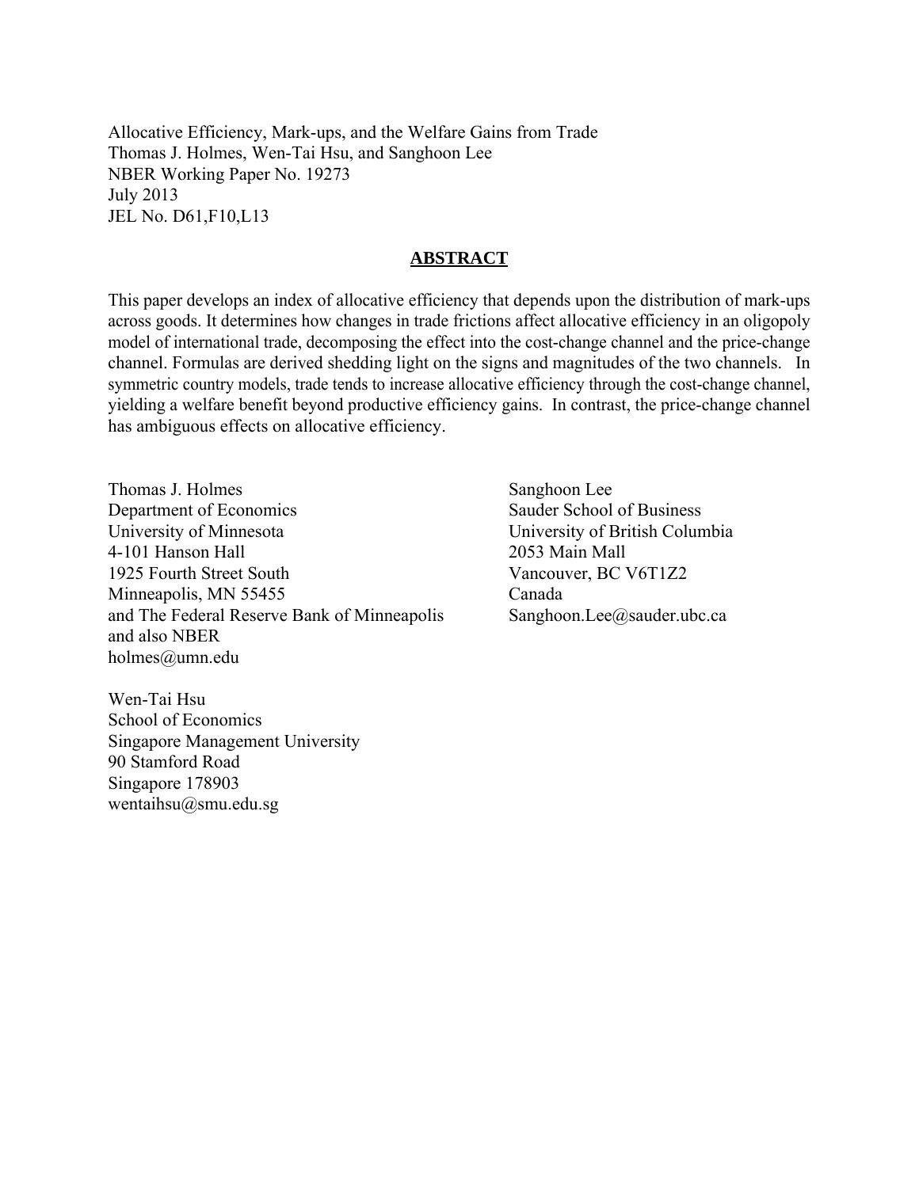Allocative Efficiency, Mark-ups, and the Welfare Gains from Trade
Thomas J. Holmes, Wen-Tai Hsu, and Sanghoon Lee
NBER Working Paper No. 19273
July 2013
JEL No. D61,F10,L13

## ABSTRACT

This paper develops an index of allocative efficiency that depends upon the distribution of mark-ups across goods. It determines how changes in trade frictions affect allocative efficiency in an oligopoly model of international trade, decomposing the effect into the cost-change channel and the price-change channel. Formulas are derived shedding light on the signs and magnitudes of the two channels. In symmetric country models, trade tends to increase allocative efficiency through the cost-change channel, yielding a welfare benefit beyond productive efficiency gains. In contrast, the price-change channel has ambiguous effects on allocative efficiency.

Thomas J. Holmes
Department of Economics
University of Minnesota
4-101 Hanson Hall
1925 Fourth Street South
Minneapolis, MN 55455
and The Federal Reserve Bank of Minneapolis
and also NBER
holmes@umn.edu

Sanghoon Lee
Sauder School of Business
University of British Columbia
2053 Main Mall
Vancouver, BC V6T1Z2
Canada
Sanghoon.Lee@sauder.ubc.ca

Wen-Tai Hsu
School of Economics
Singapore Management University
90 Stamford Road
Singapore 178903
wentaihsu@smu.edu.sg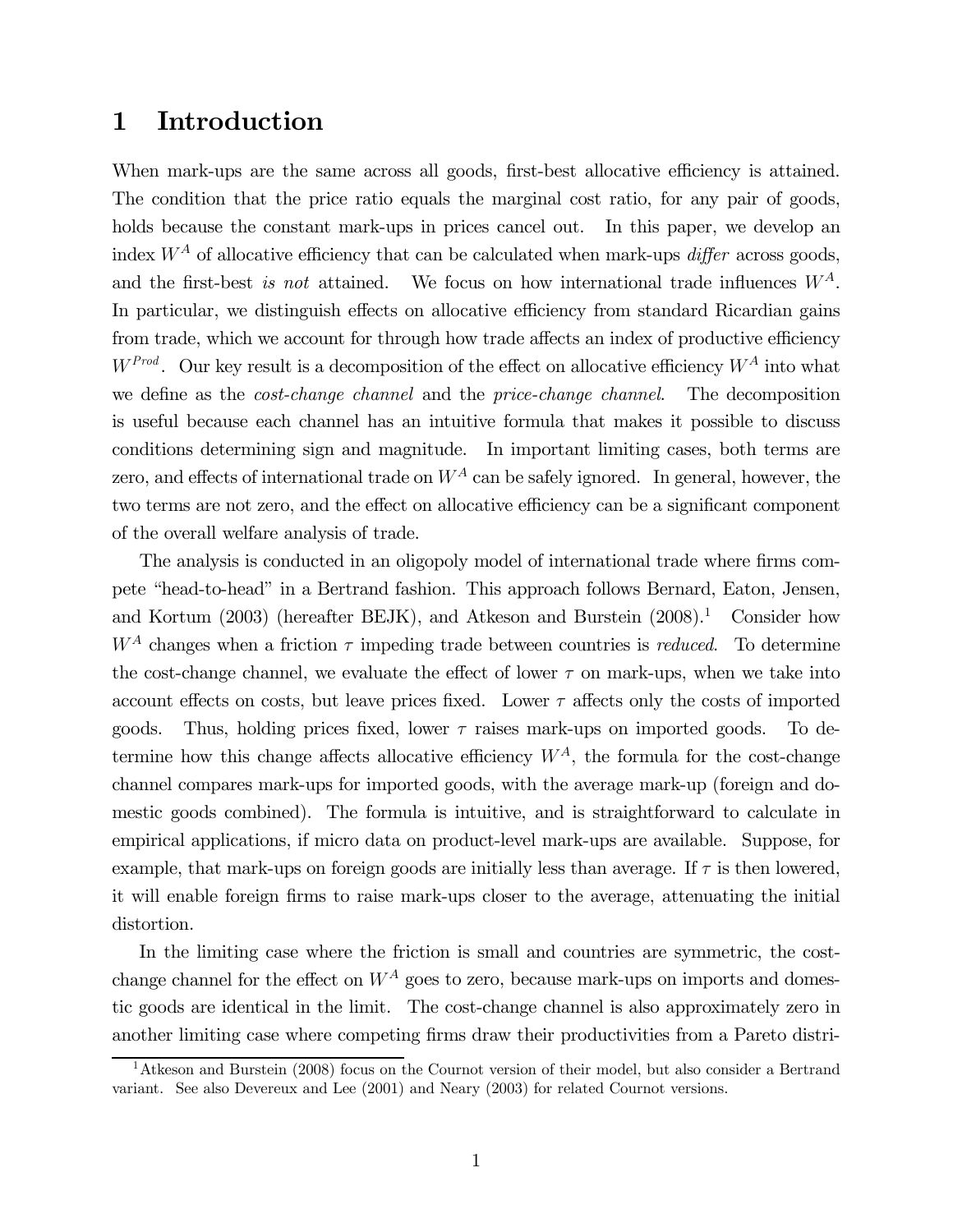# 1 Introduction

When mark-ups are the same across all goods, first-best allocative efficiency is attained. The condition that the price ratio equals the marginal cost ratio, for any pair of goods, holds because the constant mark-ups in prices cancel out. In this paper, we develop an index $W^A$ of allocative efficiency that can be calculated when mark-ups *differ* across goods, and the first-best *is not* attained. We focus on how international trade influences $W^A$. In particular, we distinguish effects on allocative efficiency from standard Ricardian gains from trade, which we account for through how trade affects an index of productive efficiency $W^{Prod}$. Our key result is a decomposition of the effect on allocative efficiency $W^A$ into what we define as the *cost-change channel* and the *price-change channel*. The decomposition is useful because each channel has an intuitive formula that makes it possible to discuss conditions determining sign and magnitude. In important limiting cases, both terms are zero, and effects of international trade on $W^A$ can be safely ignored. In general, however, the two terms are not zero, and the effect on allocative efficiency can be a significant component of the overall welfare analysis of trade.

The analysis is conducted in an oligopoly model of international trade where firms compete "head-to-head" in a Bertrand fashion. This approach follows Bernard, Eaton, Jensen, and Kortum (2003) (hereafter BEJK), and Atkeson and Burstein (2008).[1] Consider how $W^A$ changes when a friction $\tau$ impeding trade between countries is *reduced*. To determine the cost-change channel, we evaluate the effect of lower $\tau$ on mark-ups, when we take into account effects on costs, but leave prices fixed. Lower $\tau$ affects only the costs of imported goods. Thus, holding prices fixed, lower $\tau$ raises mark-ups on imported goods. To determine how this change affects allocative efficiency $W^A$, the formula for the cost-change channel compares mark-ups for imported goods, with the average mark-up (foreign and domestic goods combined). The formula is intuitive, and is straightforward to calculate in empirical applications, if micro data on product-level mark-ups are available. Suppose, for example, that mark-ups on foreign goods are initially less than average. If $\tau$ is then lowered, it will enable foreign firms to raise mark-ups closer to the average, attenuating the initial distortion.

In the limiting case where the friction is small and countries are symmetric, the cost-change channel for the effect on $W^A$ goes to zero, because mark-ups on imports and domestic goods are identical in the limit. The cost-change channel is also approximately zero in another limiting case where competing firms draw their productivities from a Pareto distri-

[1] Atkeson and Burstein (2008) focus on the Cournot version of their model, but also consider a Bertrand variant. See also Devereux and Lee (2001) and Neary (2003) for related Cournot versions.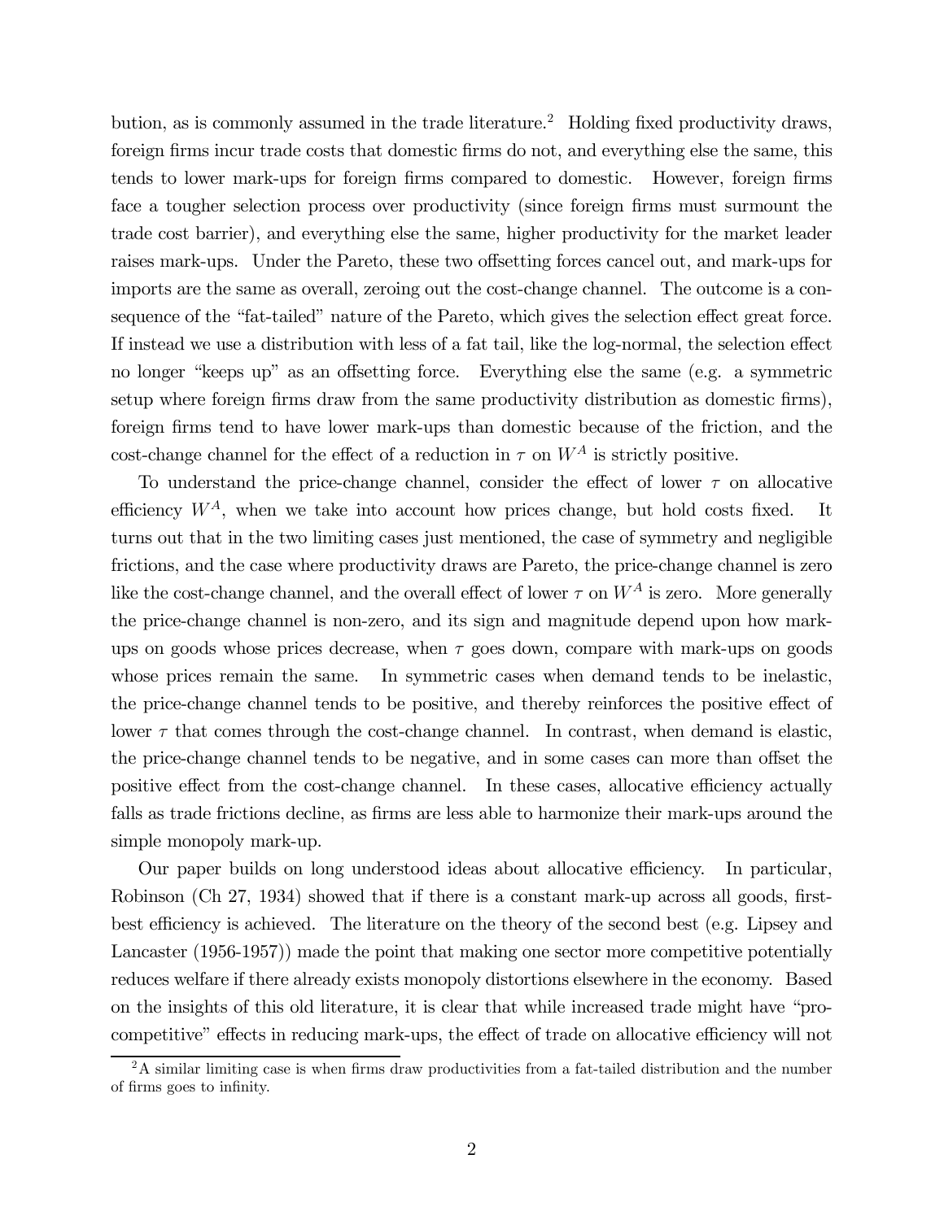bution, as is commonly assumed in the trade literature.[2] Holding fixed productivity draws, foreign firms incur trade costs that domestic firms do not, and everything else the same, this tends to lower mark-ups for foreign firms compared to domestic. However, foreign firms face a tougher selection process over productivity (since foreign firms must surmount the trade cost barrier), and everything else the same, higher productivity for the market leader raises mark-ups. Under the Pareto, these two offsetting forces cancel out, and mark-ups for imports are the same as overall, zeroing out the cost-change channel. The outcome is a consequence of the "fat-tailed" nature of the Pareto, which gives the selection effect great force. If instead we use a distribution with less of a fat tail, like the log-normal, the selection effect no longer "keeps up" as an offsetting force. Everything else the same (e.g. a symmetric setup where foreign firms draw from the same productivity distribution as domestic firms), foreign firms tend to have lower mark-ups than domestic because of the friction, and the cost-change channel for the effect of a reduction in $\tau$ on $W^A$ is strictly positive.

To understand the price-change channel, consider the effect of lower $\tau$ on allocative efficiency $W^A$, when we take into account how prices change, but hold costs fixed. It turns out that in the two limiting cases just mentioned, the case of symmetry and negligible frictions, and the case where productivity draws are Pareto, the price-change channel is zero like the cost-change channel, and the overall effect of lower $\tau$ on $W^A$ is zero. More generally the price-change channel is non-zero, and its sign and magnitude depend upon how mark-ups on goods whose prices decrease, when $\tau$ goes down, compare with mark-ups on goods whose prices remain the same. In symmetric cases when demand tends to be inelastic, the price-change channel tends to be positive, and thereby reinforces the positive effect of lower $\tau$ that comes through the cost-change channel. In contrast, when demand is elastic, the price-change channel tends to be negative, and in some cases can more than offset the positive effect from the cost-change channel. In these cases, allocative efficiency actually falls as trade frictions decline, as firms are less able to harmonize their mark-ups around the simple monopoly mark-up.

Our paper builds on long understood ideas about allocative efficiency. In particular, Robinson (Ch 27, 1934) showed that if there is a constant mark-up across all goods, first-best efficiency is achieved. The literature on the theory of the second best (e.g. Lipsey and Lancaster (1956-1957)) made the point that making one sector more competitive potentially reduces welfare if there already exists monopoly distortions elsewhere in the economy. Based on the insights of this old literature, it is clear that while increased trade might have "pro-competitive" effects in reducing mark-ups, the effect of trade on allocative efficiency will not

[2] A similar limiting case is when firms draw productivities from a fat-tailed distribution and the number of firms goes to infinity.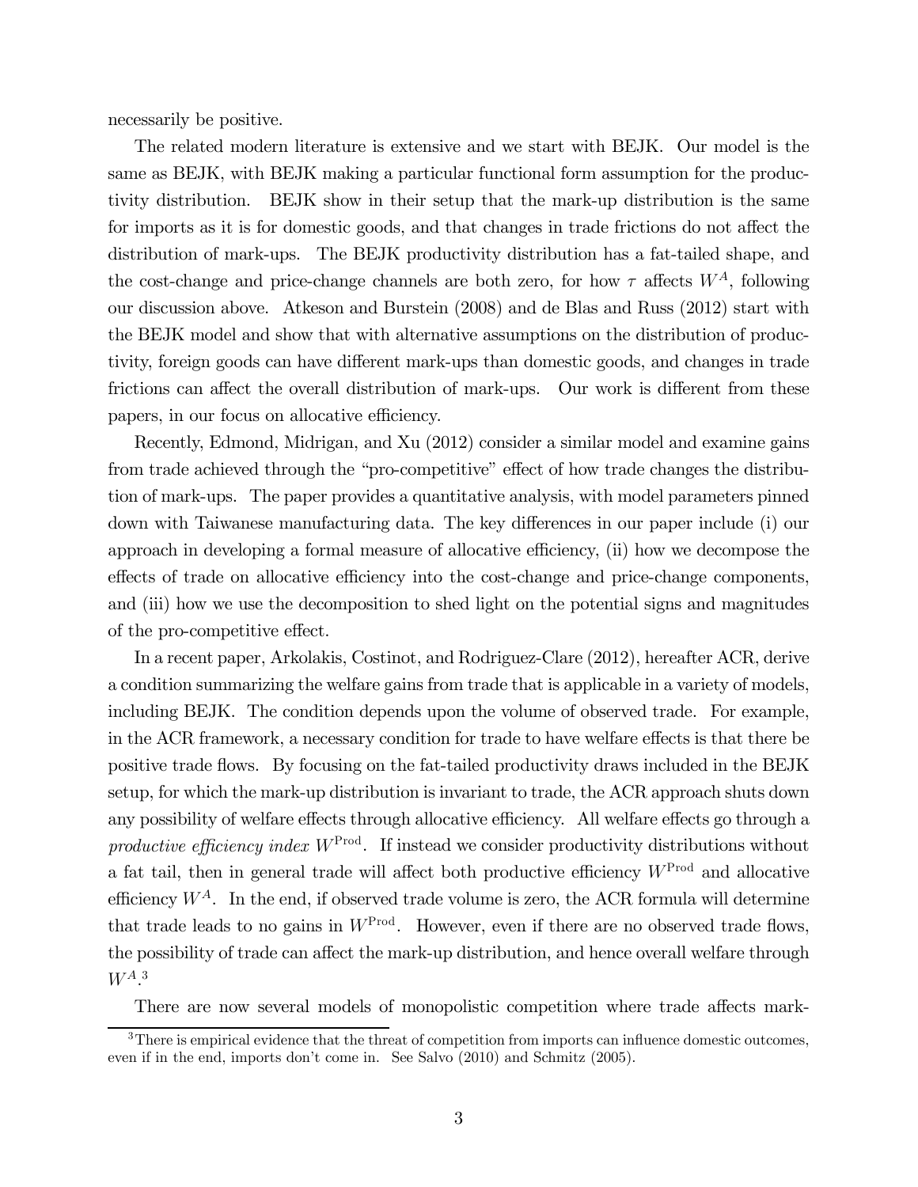necessarily be positive.

The related modern literature is extensive and we start with BEJK. Our model is the same as BEJK, with BEJK making a particular functional form assumption for the productivity distribution. BEJK show in their setup that the mark-up distribution is the same for imports as it is for domestic goods, and that changes in trade frictions do not affect the distribution of mark-ups. The BEJK productivity distribution has a fat-tailed shape, and the cost-change and price-change channels are both zero, for how $\tau$ affects $W^A$, following our discussion above. Atkeson and Burstein (2008) and de Blas and Russ (2012) start with the BEJK model and show that with alternative assumptions on the distribution of productivity, foreign goods can have different mark-ups than domestic goods, and changes in trade frictions can affect the overall distribution of mark-ups. Our work is different from these papers, in our focus on allocative efficiency.

Recently, Edmond, Midrigan, and Xu (2012) consider a similar model and examine gains from trade achieved through the "pro-competitive" effect of how trade changes the distribution of mark-ups. The paper provides a quantitative analysis, with model parameters pinned down with Taiwanese manufacturing data. The key differences in our paper include (i) our approach in developing a formal measure of allocative efficiency, (ii) how we decompose the effects of trade on allocative efficiency into the cost-change and price-change components, and (iii) how we use the decomposition to shed light on the potential signs and magnitudes of the pro-competitive effect.

In a recent paper, Arkolakis, Costinot, and Rodriguez-Clare (2012), hereafter ACR, derive a condition summarizing the welfare gains from trade that is applicable in a variety of models, including BEJK. The condition depends upon the volume of observed trade. For example, in the ACR framework, a necessary condition for trade to have welfare effects is that there be positive trade flows. By focusing on the fat-tailed productivity draws included in the BEJK setup, for which the mark-up distribution is invariant to trade, the ACR approach shuts down any possibility of welfare effects through allocative efficiency. All welfare effects go through a *productive efficiency index* $W^{\text{Prod}}$. If instead we consider productivity distributions without a fat tail, then in general trade will affect both productive efficiency $W^{\text{Prod}}$ and allocative efficiency $W^A$. In the end, if observed trade volume is zero, the ACR formula will determine that trade leads to no gains in $W^{\text{Prod}}$. However, even if there are no observed trade flows, the possibility of trade can affect the mark-up distribution, and hence overall welfare through $W^A$.[3]

There are now several models of monopolistic competition where trade affects mark-

[3] There is empirical evidence that the threat of competition from imports can influence domestic outcomes, even if in the end, imports don't come in. See Salvo (2010) and Schmitz (2005).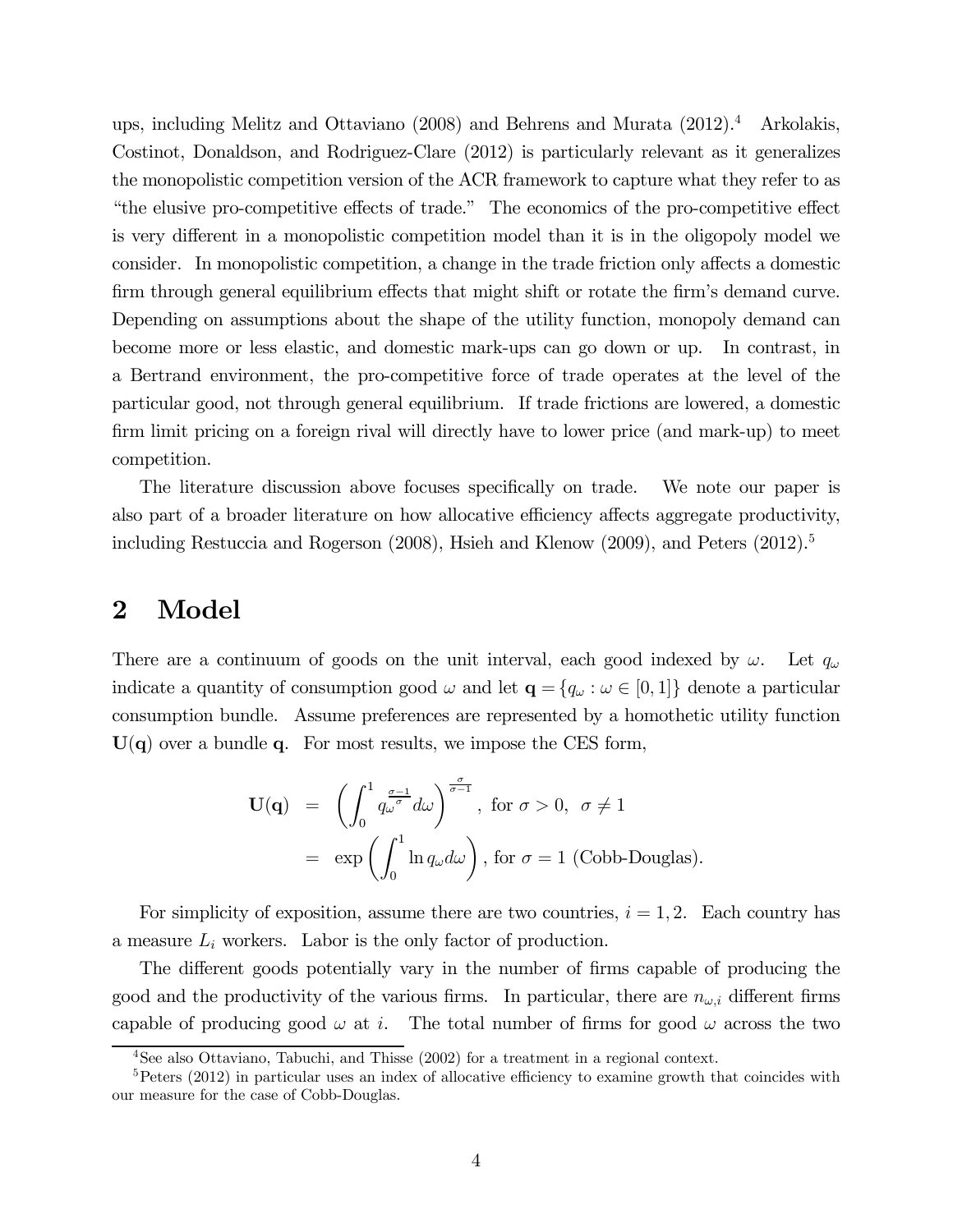ups, including Melitz and Ottaviano (2008) and Behrens and Murata (2012).[4] Arkolakis, Costinot, Donaldson, and Rodriguez-Clare (2012) is particularly relevant as it generalizes the monopolistic competition version of the ACR framework to capture what they refer to as "the elusive pro-competitive effects of trade." The economics of the pro-competitive effect is very different in a monopolistic competition model than it is in the oligopoly model we consider. In monopolistic competition, a change in the trade friction only affects a domestic firm through general equilibrium effects that might shift or rotate the firm's demand curve. Depending on assumptions about the shape of the utility function, monopoly demand can become more or less elastic, and domestic mark-ups can go down or up. In contrast, in a Bertrand environment, the pro-competitive force of trade operates at the level of the particular good, not through general equilibrium. If trade frictions are lowered, a domestic firm limit pricing on a foreign rival will directly have to lower price (and mark-up) to meet competition.

The literature discussion above focuses specifically on trade. We note our paper is also part of a broader literature on how allocative efficiency affects aggregate productivity, including Restuccia and Rogerson (2008), Hsieh and Klenow (2009), and Peters (2012).[5]

# 2 Model

There are a continuum of goods on the unit interval, each good indexed by $\omega$. Let $q_\omega$ indicate a quantity of consumption good $\omega$ and let $\mathbf{q} = \{q_\omega : \omega \in [0,1]\}$ denote a particular consumption bundle. Assume preferences are represented by a homothetic utility function $\mathbf{U}(\mathbf{q})$ over a bundle $\mathbf{q}$. For most results, we impose the CES form,

$$
\begin{aligned}
\mathbf{U}(\mathbf{q}) &= \left( \int_0^1 q_\omega^{\frac{\sigma-1}{\sigma}} d\omega \right)^{\frac{\sigma}{\sigma-1}}, \text{ for } \sigma > 0,\ \sigma \neq 1 \\
&= \exp\left( \int_0^1 \ln q_\omega d\omega \right), \text{ for } \sigma = 1 \text{ (Cobb-Douglas)}.
\end{aligned}
$$

For simplicity of exposition, assume there are two countries, $i = 1, 2$. Each country has a measure $L_i$ workers. Labor is the only factor of production.

The different goods potentially vary in the number of firms capable of producing the good and the productivity of the various firms. In particular, there are $n_{\omega,i}$ different firms capable of producing good $\omega$ at $i$. The total number of firms for good $\omega$ across the two

[4] See also Ottaviano, Tabuchi, and Thisse (2002) for a treatment in a regional context.

[5] Peters (2012) in particular uses an index of allocative efficiency to examine growth that coincides with our measure for the case of Cobb-Douglas.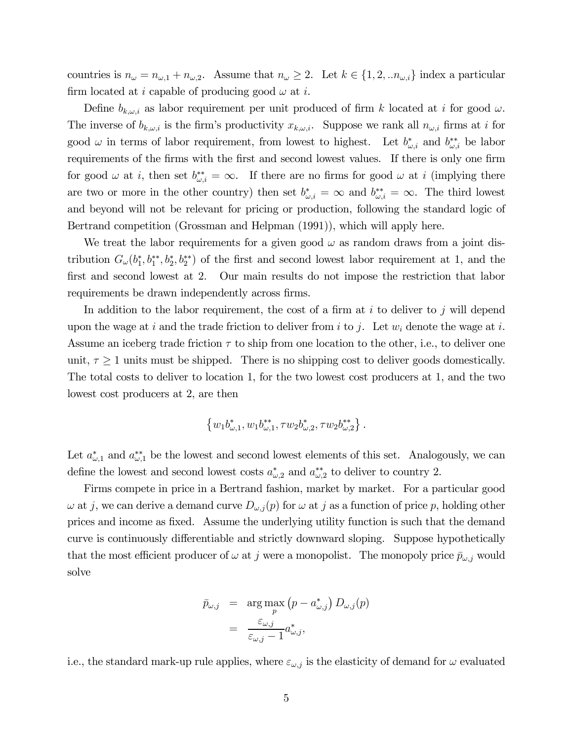countries is $n_\omega = n_{\omega,1} + n_{\omega,2}$. Assume that $n_\omega \geq 2$. Let $k \in \{1, 2, ..n_{\omega,i}\}$ index a particular firm located at $i$ capable of producing good $\omega$ at $i$.

Define $b_{k,\omega,i}$ as labor requirement per unit produced of firm $k$ located at $i$ for good $\omega$. The inverse of $b_{k,\omega,i}$ is the firm's productivity $x_{k,\omega,i}$. Suppose we rank all $n_{\omega,i}$ firms at $i$ for good $\omega$ in terms of labor requirement, from lowest to highest. Let $b^*_{\omega,i}$ and $b^{**}_{\omega,i}$ be labor requirements of the firms with the first and second lowest values. If there is only one firm for good $\omega$ at $i$, then set $b^{**}_{\omega,i} = \infty$. If there are no firms for good $\omega$ at $i$ (implying there are two or more in the other country) then set $b^*_{\omega,i} = \infty$ and $b^{**}_{\omega,i} = \infty$. The third lowest and beyond will not be relevant for pricing or production, following the standard logic of Bertrand competition (Grossman and Helpman (1991)), which will apply here.

We treat the labor requirements for a given good $\omega$ as random draws from a joint distribution $G_\omega(b^*_1, b^{**}_1, b^*_2, b^{**}_2)$ of the first and second lowest labor requirement at 1, and the first and second lowest at 2. Our main results do not impose the restriction that labor requirements be drawn independently across firms.

In addition to the labor requirement, the cost of a firm at $i$ to deliver to $j$ will depend upon the wage at $i$ and the trade friction to deliver from $i$ to $j$. Let $w_i$ denote the wage at $i$. Assume an iceberg trade friction $\tau$ to ship from one location to the other, i.e., to deliver one unit, $\tau \geq 1$ units must be shipped. There is no shipping cost to deliver goods domestically. The total costs to deliver to location 1, for the two lowest cost producers at 1, and the two lowest cost producers at 2, are then

$$\left\{ w_1 b^*_{\omega,1}, w_1 b^{**}_{\omega,1}, \tau w_2 b^*_{\omega,2}, \tau w_2 b^{**}_{\omega,2} \right\}.$$

Let $a^*_{\omega,1}$ and $a^{**}_{\omega,1}$ be the lowest and second lowest elements of this set. Analogously, we can define the lowest and second lowest costs $a^*_{\omega,2}$ and $a^{**}_{\omega,2}$ to deliver to country 2.

Firms compete in price in a Bertrand fashion, market by market. For a particular good $\omega$ at $j$, we can derive a demand curve $D_{\omega,j}(p)$ for $\omega$ at $j$ as a function of price $p$, holding other prices and income as fixed. Assume the underlying utility function is such that the demand curve is continuously differentiable and strictly downward sloping. Suppose hypothetically that the most efficient producer of $\omega$ at $j$ were a monopolist. The monopoly price $\bar{p}_{\omega,j}$ would solve

$$\begin{aligned}
\bar{p}_{\omega,j} &= \arg\max_p \left(p - a^*_{\omega,j}\right) D_{\omega,j}(p) \\
&= \frac{\varepsilon_{\omega,j}}{\varepsilon_{\omega,j} - 1} a^*_{\omega,j},
\end{aligned}$$

i.e., the standard mark-up rule applies, where $\varepsilon_{\omega,j}$ is the elasticity of demand for $\omega$ evaluated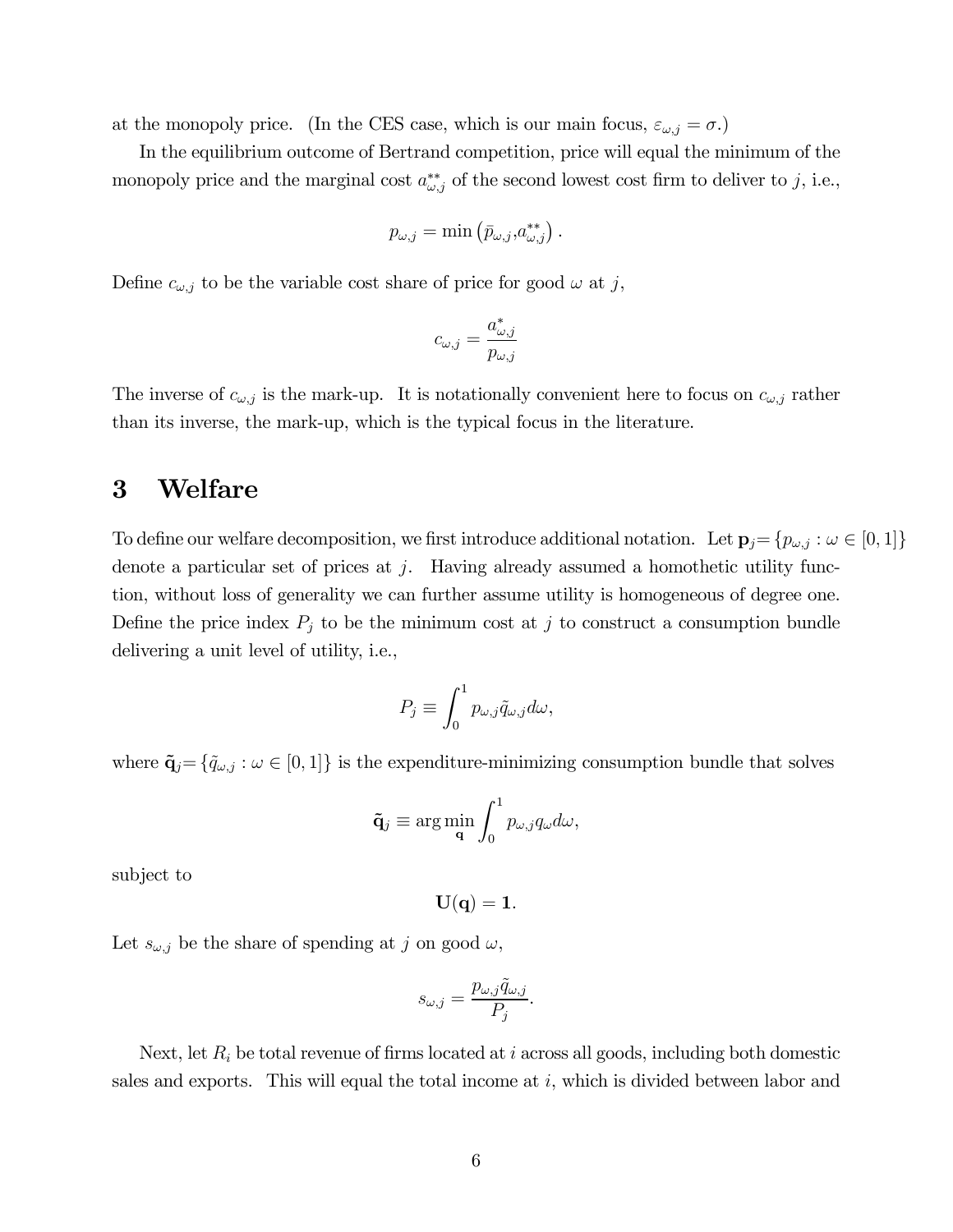at the monopoly price. (In the CES case, which is our main focus, $\varepsilon_{\omega,j} = \sigma$.)

In the equilibrium outcome of Bertrand competition, price will equal the minimum of the monopoly price and the marginal cost $a^{**}_{\omega,j}$ of the second lowest cost firm to deliver to $j$, i.e.,

$$p_{\omega,j} = \min\left(\bar{p}_{\omega,j}, a^{**}_{\omega,j}\right).$$

Define $c_{\omega,j}$ to be the variable cost share of price for good $\omega$ at $j$,

$$c_{\omega,j} = \frac{a^{*}_{\omega,j}}{p_{\omega,j}}$$

The inverse of $c_{\omega,j}$ is the mark-up. It is notationally convenient here to focus on $c_{\omega,j}$ rather than its inverse, the mark-up, which is the typical focus in the literature.

# 3 Welfare

To define our welfare decomposition, we first introduce additional notation. Let $\mathbf{p}_j = \{p_{\omega,j} : \omega \in [0,1]\}$ denote a particular set of prices at $j$. Having already assumed a homothetic utility function, without loss of generality we can further assume utility is homogeneous of degree one. Define the price index $P_j$ to be the minimum cost at $j$ to construct a consumption bundle delivering a unit level of utility, i.e.,

$$P_j \equiv \int_0^1 p_{\omega,j} \tilde{q}_{\omega,j} d\omega,$$

where $\tilde{\mathbf{q}}_j = \{\tilde{q}_{\omega,j} : \omega \in [0,1]\}$ is the expenditure-minimizing consumption bundle that solves

$$\tilde{\mathbf{q}}_j \equiv \arg\min_{\mathbf{q}} \int_0^1 p_{\omega,j} q_\omega d\omega,$$

subject to

$$\mathbf{U}(\mathbf{q}) = \mathbf{1}.$$

Let $s_{\omega,j}$ be the share of spending at $j$ on good $\omega$,

$$s_{\omega,j} = \frac{p_{\omega,j} \tilde{q}_{\omega,j}}{P_j}.$$

Next, let $R_i$ be total revenue of firms located at $i$ across all goods, including both domestic sales and exports. This will equal the total income at $i$, which is divided between labor and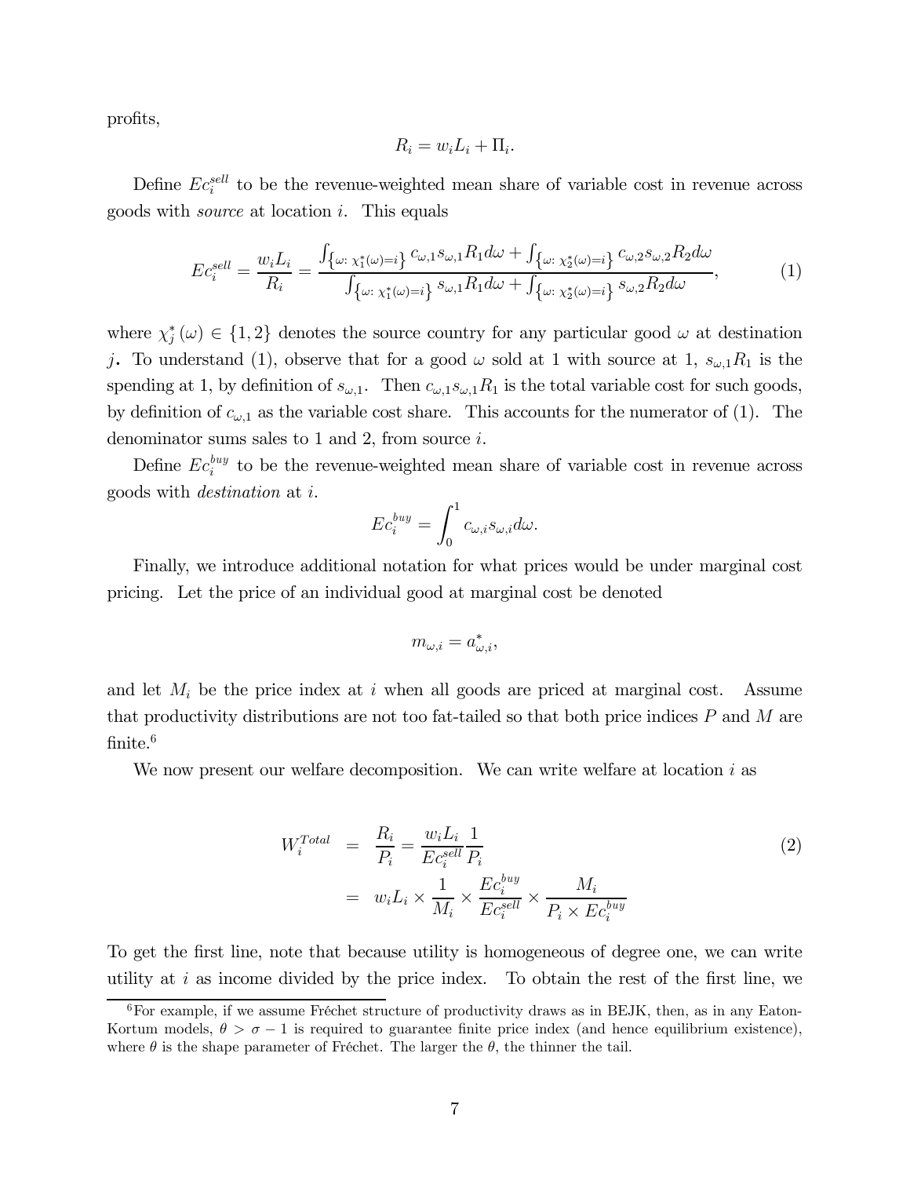profits,

$$R_i = w_i L_i + \Pi_i.$$

Define $Ec_i^{sell}$ to be the revenue-weighted mean share of variable cost in revenue across goods with *source* at location $i$. This equals

$$Ec_i^{sell} = \frac{w_i L_i}{R_i} = \frac{\int_{\left\{\omega:\ \chi_1^*(\omega)=i\right\}} c_{\omega,1} s_{\omega,1} R_1 d\omega + \int_{\left\{\omega:\ \chi_2^*(\omega)=i\right\}} c_{\omega,2} s_{\omega,2} R_2 d\omega}{\int_{\left\{\omega:\ \chi_1^*(\omega)=i\right\}} s_{\omega,1} R_1 d\omega + \int_{\left\{\omega:\ \chi_2^*(\omega)=i\right\}} s_{\omega,2} R_2 d\omega}, \tag{1}$$

where $\chi_j^*(\omega) \in \{1, 2\}$ denotes the source country for any particular good $\omega$ at destination $j$. To understand (1), observe that for a good $\omega$ sold at 1 with source at 1, $s_{\omega,1} R_1$ is the spending at 1, by definition of $s_{\omega,1}$. Then $c_{\omega,1} s_{\omega,1} R_1$ is the total variable cost for such goods, by definition of $c_{\omega,1}$ as the variable cost share. This accounts for the numerator of (1). The denominator sums sales to 1 and 2, from source $i$.

Define $Ec_i^{buy}$ to be the revenue-weighted mean share of variable cost in revenue across goods with *destination* at $i$.

$$Ec_i^{buy} = \int_0^1 c_{\omega,i} s_{\omega,i} d\omega.$$

Finally, we introduce additional notation for what prices would be under marginal cost pricing. Let the price of an individual good at marginal cost be denoted

$$m_{\omega,i} = a_{\omega,i}^*,$$

and let $M_i$ be the price index at $i$ when all goods are priced at marginal cost. Assume that productivity distributions are not too fat-tailed so that both price indices $P$ and $M$ are finite.[6]

We now present our welfare decomposition. We can write welfare at location $i$ as

$$\begin{aligned} W_i^{Total} &= \frac{R_i}{P_i} = \frac{w_i L_i}{Ec_i^{sell}} \frac{1}{P_i} \\ &= w_i L_i \times \frac{1}{M_i} \times \frac{Ec_i^{buy}}{Ec_i^{sell}} \times \frac{M_i}{P_i \times Ec_i^{buy}} \end{aligned} \tag{2}$$

To get the first line, note that because utility is homogeneous of degree one, we can write utility at $i$ as income divided by the price index. To obtain the rest of the first line, we

[6] For example, if we assume Fréchet structure of productivity draws as in BEJK, then, as in any Eaton-Kortum models, $\theta > \sigma - 1$ is required to guarantee finite price index (and hence equilibrium existence), where $\theta$ is the shape parameter of Fréchet. The larger the $\theta$, the thinner the tail.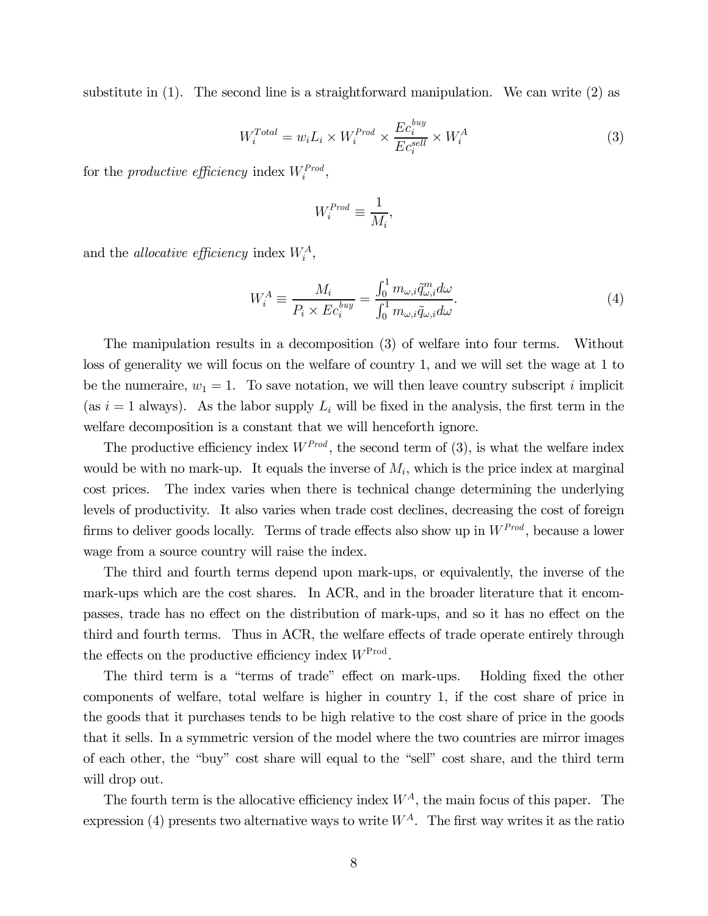substitute in (1). The second line is a straightforward manipulation. We can write (2) as

$$W_i^{Total} = w_i L_i \times W_i^{Prod} \times \frac{Ec_i^{buy}}{Ec_i^{sell}} \times W_i^A \tag{3}$$

for the *productive efficiency* index $W_i^{Prod}$,

$$W_i^{Prod} \equiv \frac{1}{M_i},$$

and the *allocative efficiency* index $W_i^A$,

$$W_i^A \equiv \frac{M_i}{P_i \times Ec_i^{buy}} = \frac{\int_0^1 m_{\omega,i} \tilde{q}_{\omega,i}^m d\omega}{\int_0^1 m_{\omega,i} \tilde{q}_{\omega,i} d\omega}. \tag{4}$$

The manipulation results in a decomposition (3) of welfare into four terms. Without loss of generality we will focus on the welfare of country 1, and we will set the wage at 1 to be the numeraire, $w_1 = 1$. To save notation, we will then leave country subscript $i$ implicit (as $i = 1$ always). As the labor supply $L_i$ will be fixed in the analysis, the first term in the welfare decomposition is a constant that we will henceforth ignore.

The productive efficiency index $W^{Prod}$, the second term of (3), is what the welfare index would be with no mark-up. It equals the inverse of $M_i$, which is the price index at marginal cost prices. The index varies when there is technical change determining the underlying levels of productivity. It also varies when trade cost declines, decreasing the cost of foreign firms to deliver goods locally. Terms of trade effects also show up in $W^{Prod}$, because a lower wage from a source country will raise the index.

The third and fourth terms depend upon mark-ups, or equivalently, the inverse of the mark-ups which are the cost shares. In ACR, and in the broader literature that it encompasses, trade has no effect on the distribution of mark-ups, and so it has no effect on the third and fourth terms. Thus in ACR, the welfare effects of trade operate entirely through the effects on the productive efficiency index $W^{\text{Prod}}$.

The third term is a "terms of trade" effect on mark-ups. Holding fixed the other components of welfare, total welfare is higher in country 1, if the cost share of price in the goods that it purchases tends to be high relative to the cost share of price in the goods that it sells. In a symmetric version of the model where the two countries are mirror images of each other, the "buy" cost share will equal to the "sell" cost share, and the third term will drop out.

The fourth term is the allocative efficiency index $W^A$, the main focus of this paper. The expression (4) presents two alternative ways to write $W^A$. The first way writes it as the ratio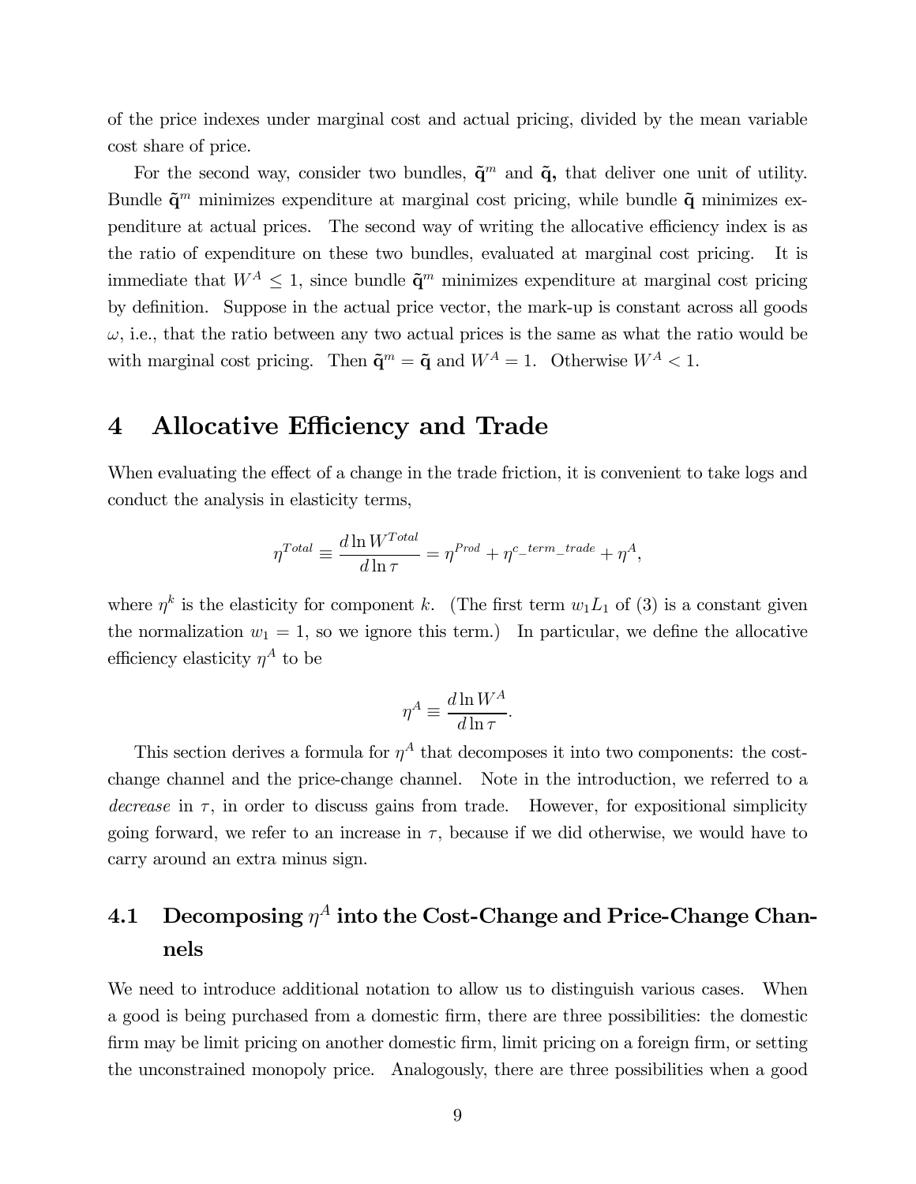of the price indexes under marginal cost and actual pricing, divided by the mean variable cost share of price.

For the second way, consider two bundles, $\tilde{\mathbf{q}}^m$ and $\tilde{\mathbf{q}}$, that deliver one unit of utility. Bundle $\tilde{\mathbf{q}}^m$ minimizes expenditure at marginal cost pricing, while bundle $\tilde{\mathbf{q}}$ minimizes expenditure at actual prices. The second way of writing the allocative efficiency index is as the ratio of expenditure on these two bundles, evaluated at marginal cost pricing. It is immediate that $W^A \leq 1$, since bundle $\tilde{\mathbf{q}}^m$ minimizes expenditure at marginal cost pricing by definition. Suppose in the actual price vector, the mark-up is constant across all goods $\omega$, i.e., that the ratio between any two actual prices is the same as what the ratio would be with marginal cost pricing. Then $\tilde{\mathbf{q}}^m = \tilde{\mathbf{q}}$ and $W^A = 1$. Otherwise $W^A < 1$.

# 4 Allocative Efficiency and Trade

When evaluating the effect of a change in the trade friction, it is convenient to take logs and conduct the analysis in elasticity terms,

$$\eta^{Total} \equiv \frac{d \ln W^{Total}}{d \ln \tau} = \eta^{Prod} + \eta^{c\_term\_trade} + \eta^A,$$

where $\eta^k$ is the elasticity for component $k$. (The first term $w_1 L_1$ of (3) is a constant given the normalization $w_1 = 1$, so we ignore this term.) In particular, we define the allocative efficiency elasticity $\eta^A$ to be

$$\eta^A \equiv \frac{d \ln W^A}{d \ln \tau}.$$

This section derives a formula for $\eta^A$ that decomposes it into two components: the cost-change channel and the price-change channel. Note in the introduction, we referred to a *decrease* in $\tau$, in order to discuss gains from trade. However, for expositional simplicity going forward, we refer to an increase in $\tau$, because if we did otherwise, we would have to carry around an extra minus sign.

## 4.1 Decomposing $\eta^A$ into the Cost-Change and Price-Change Channels

We need to introduce additional notation to allow us to distinguish various cases. When a good is being purchased from a domestic firm, there are three possibilities: the domestic firm may be limit pricing on another domestic firm, limit pricing on a foreign firm, or setting the unconstrained monopoly price. Analogously, there are three possibilities when a good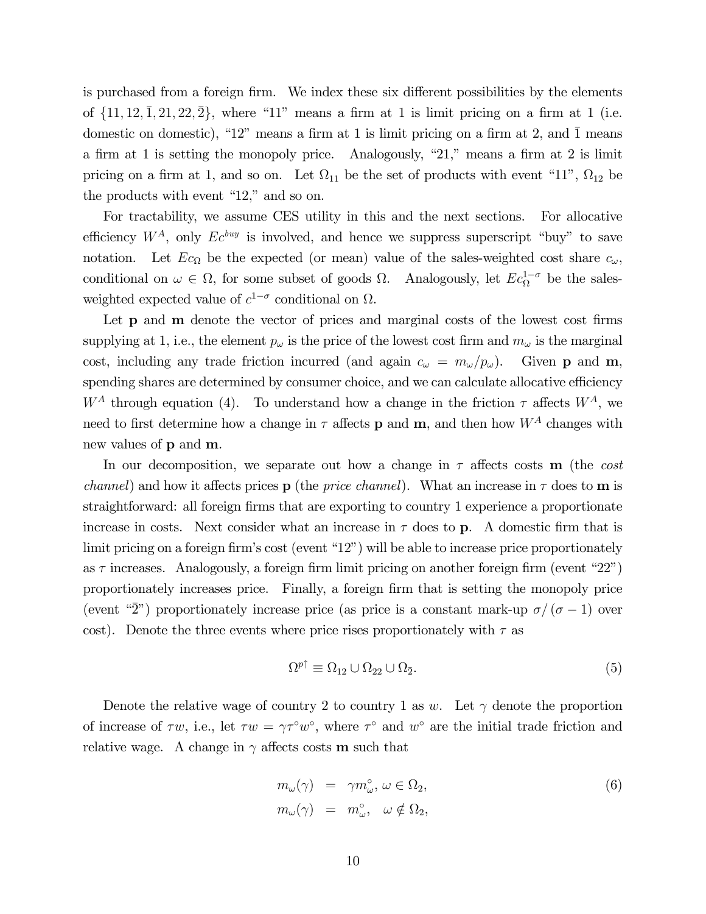is purchased from a foreign firm. We index these six different possibilities by the elements of $\{11, 12, \bar{1}, 21, 22, \bar{2}\}$, where "11" means a firm at 1 is limit pricing on a firm at 1 (i.e. domestic on domestic), "12" means a firm at 1 is limit pricing on a firm at 2, and $\bar{1}$ means a firm at 1 is setting the monopoly price. Analogously, "21," means a firm at 2 is limit pricing on a firm at 1, and so on. Let $\Omega_{11}$ be the set of products with event "11", $\Omega_{12}$ be the products with event "12," and so on.

For tractability, we assume CES utility in this and the next sections. For allocative efficiency $W^A$, only $Ec^{buy}$ is involved, and hence we suppress superscript "buy" to save notation. Let $Ec_\Omega$ be the expected (or mean) value of the sales-weighted cost share $c_\omega$, conditional on $\omega \in \Omega$, for some subset of goods $\Omega$. Analogously, let $Ec_\Omega^{1-\sigma}$ be the sales-weighted expected value of $c^{1-\sigma}$ conditional on $\Omega$.

Let $\mathbf{p}$ and $\mathbf{m}$ denote the vector of prices and marginal costs of the lowest cost firms supplying at 1, i.e., the element $p_\omega$ is the price of the lowest cost firm and $m_\omega$ is the marginal cost, including any trade friction incurred (and again $c_\omega = m_\omega/p_\omega$). Given $\mathbf{p}$ and $\mathbf{m}$, spending shares are determined by consumer choice, and we can calculate allocative efficiency $W^A$ through equation (4). To understand how a change in the friction $\tau$ affects $W^A$, we need to first determine how a change in $\tau$ affects $\mathbf{p}$ and $\mathbf{m}$, and then how $W^A$ changes with new values of $\mathbf{p}$ and $\mathbf{m}$.

In our decomposition, we separate out how a change in $\tau$ affects costs $\mathbf{m}$ (the *cost channel*) and how it affects prices $\mathbf{p}$ (the *price channel*). What an increase in $\tau$ does to $\mathbf{m}$ is straightforward: all foreign firms that are exporting to country 1 experience a proportionate increase in costs. Next consider what an increase in $\tau$ does to $\mathbf{p}$. A domestic firm that is limit pricing on a foreign firm's cost (event "12") will be able to increase price proportionately as $\tau$ increases. Analogously, a foreign firm limit pricing on another foreign firm (event "22") proportionately increases price. Finally, a foreign firm that is setting the monopoly price (event "$\bar{2}$") proportionately increase price (as price is a constant mark-up $\sigma/(\sigma-1)$ over cost). Denote the three events where price rises proportionately with $\tau$ as

$$\Omega^{p\uparrow} \equiv \Omega_{12} \cup \Omega_{22} \cup \Omega_{\bar{2}}. \tag{5}$$

Denote the relative wage of country 2 to country 1 as $w$. Let $\gamma$ denote the proportion of increase of $\tau w$, i.e., let $\tau w = \gamma \tau^\circ w^\circ$, where $\tau^\circ$ and $w^\circ$ are the initial trade friction and relative wage. A change in $\gamma$ affects costs $\mathbf{m}$ such that

$$\begin{aligned} m_\omega(\gamma) &= \gamma m_\omega^\circ, \omega \in \Omega_2, \\ m_\omega(\gamma) &= m_\omega^\circ, \quad \omega \notin \Omega_2, \end{aligned} \tag{6}$$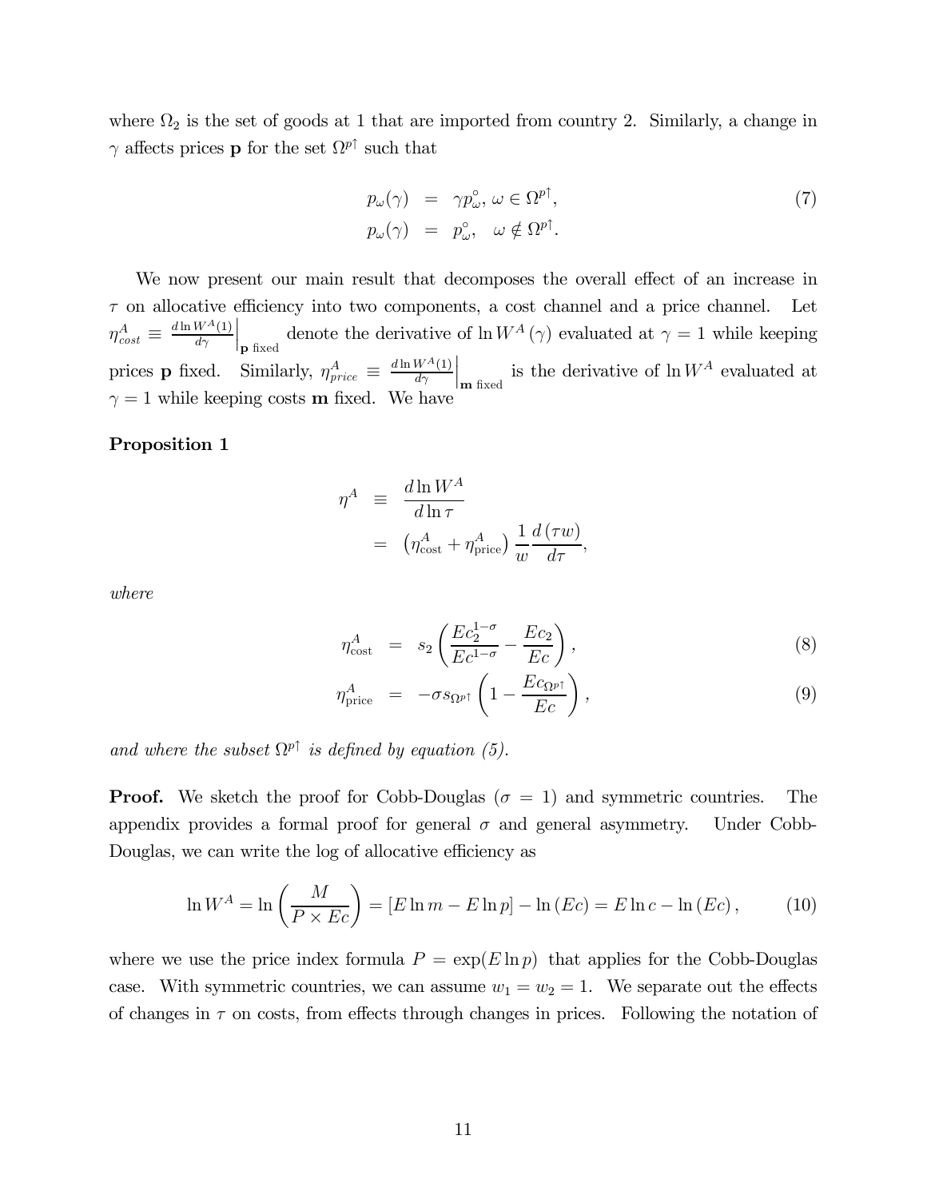where $\Omega_2$ is the set of goods at 1 that are imported from country 2. Similarly, a change in $\gamma$ affects prices $\mathbf{p}$ for the set $\Omega^{p\uparrow}$ such that

$$
\begin{aligned}
p_\omega(\gamma) &= \gamma p_\omega^\circ, \, \omega \in \Omega^{p\uparrow}, \\
p_\omega(\gamma) &= p_\omega^\circ, \quad \omega \notin \Omega^{p\uparrow}.
\end{aligned}
\tag{7}
$$

We now present our main result that decomposes the overall effect of an increase in $\tau$ on allocative efficiency into two components, a cost channel and a price channel. Let $\eta_{cost}^A \equiv \left.\frac{d \ln W^A(1)}{d\gamma}\right|_{\mathbf{p}\text{ fixed}}$ denote the derivative of $\ln W^A(\gamma)$ evaluated at $\gamma = 1$ while keeping prices $\mathbf{p}$ fixed. Similarly, $\eta_{price}^A \equiv \left.\frac{d \ln W^A(1)}{d\gamma}\right|_{\mathbf{m}\text{ fixed}}$ is the derivative of $\ln W^A$ evaluated at $\gamma = 1$ while keeping costs $\mathbf{m}$ fixed. We have

**Proposition 1**

$$
\begin{aligned}
\eta^A &\equiv \frac{d \ln W^A}{d \ln \tau} \\
&= \left(\eta_{\text{cost}}^A + \eta_{\text{price}}^A\right) \frac{1}{w} \frac{d(\tau w)}{d\tau},
\end{aligned}
$$

*where*

$$
\eta_{\text{cost}}^A = s_2 \left( \frac{E c_2^{1-\sigma}}{E c^{1-\sigma}} - \frac{E c_2}{E c} \right), \tag{8}
$$

$$
\eta_{\text{price}}^A = -\sigma s_{\Omega^{p\uparrow}} \left( 1 - \frac{E c_{\Omega^{p\uparrow}}}{E c} \right), \tag{9}
$$

*and where the subset $\Omega^{p\uparrow}$ is defined by equation (5).*

**Proof.** We sketch the proof for Cobb-Douglas ($\sigma = 1$) and symmetric countries. The appendix provides a formal proof for general $\sigma$ and general asymmetry. Under Cobb-Douglas, we can write the log of allocative efficiency as

$$
\ln W^A = \ln \left( \frac{M}{P \times E c} \right) = [E \ln m - E \ln p] - \ln (E c) = E \ln c - \ln (E c), \tag{10}
$$

where we use the price index formula $P = \exp(E \ln p)$ that applies for the Cobb-Douglas case. With symmetric countries, we can assume $w_1 = w_2 = 1$. We separate out the effects of changes in $\tau$ on costs, from effects through changes in prices. Following the notation of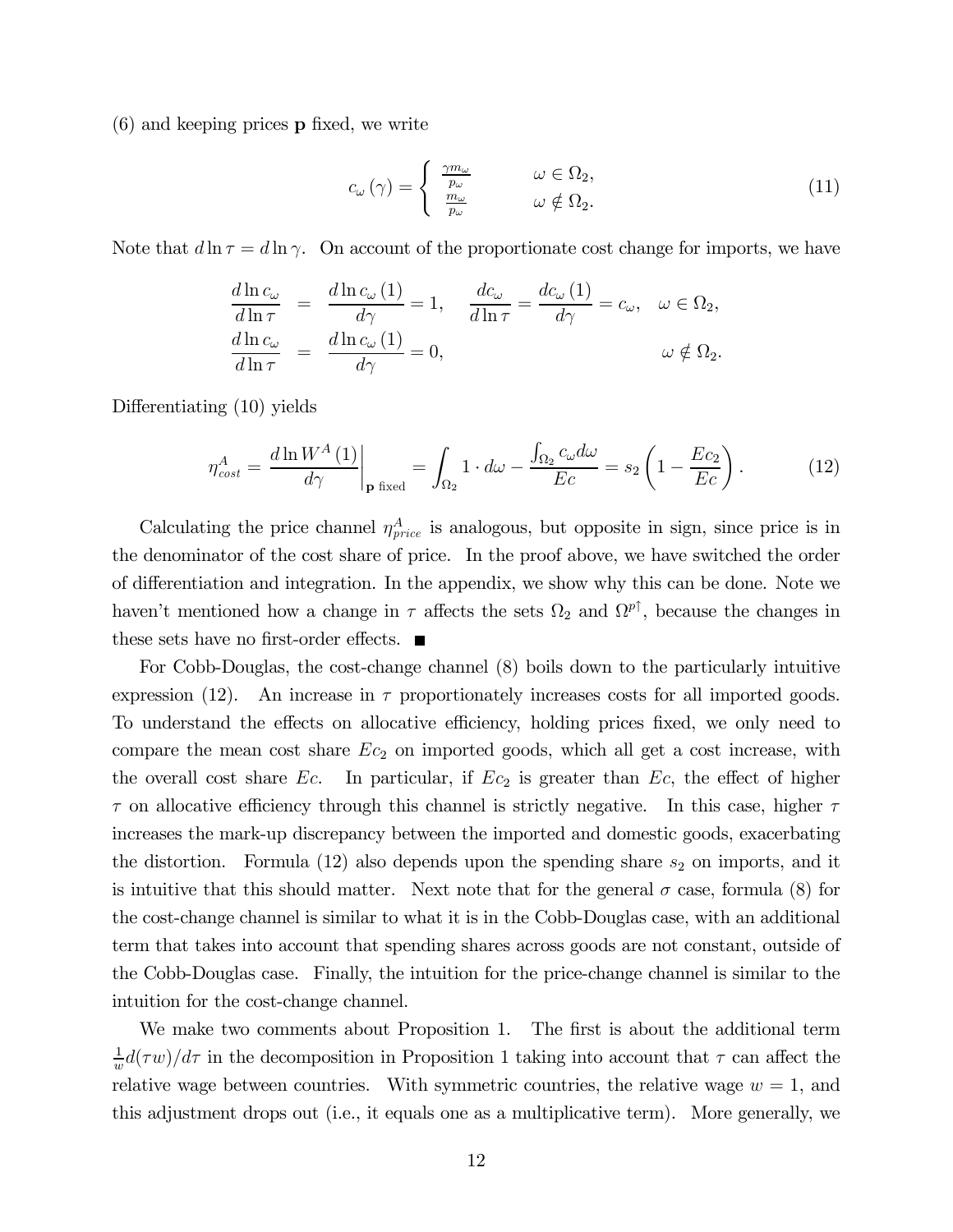(6) and keeping prices $\mathbf{p}$ fixed, we write

$$c_{\omega}(\gamma) = \begin{cases} \frac{\gamma m_{\omega}}{p_{\omega}} & \omega \in \Omega_2, \\ \frac{m_{\omega}}{p_{\omega}} & \omega \notin \Omega_2. \end{cases} \tag{11}$$

Note that $d \ln \tau = d \ln \gamma$. On account of the proportionate cost change for imports, we have

$$\begin{aligned} \frac{d \ln c_{\omega}}{d \ln \tau} &= \frac{d \ln c_{\omega}(1)}{d\gamma} = 1, \quad \frac{dc_{\omega}}{d \ln \tau} = \frac{dc_{\omega}(1)}{d\gamma} = c_{\omega}, \quad \omega \in \Omega_2, \\ \frac{d \ln c_{\omega}}{d \ln \tau} &= \frac{d \ln c_{\omega}(1)}{d\gamma} = 0, \qquad\qquad\qquad\qquad\qquad \omega \notin \Omega_2. \end{aligned}$$

Differentiating (10) yields

$$\eta^{A}_{cost} = \left. \frac{d \ln W^{A}(1)}{d\gamma} \right|_{\mathbf{p}\text{ fixed}} = \int_{\Omega_2} 1 \cdot d\omega - \frac{\int_{\Omega_2} c_{\omega} d\omega}{Ec} = s_2 \left(1 - \frac{Ec_2}{Ec}\right). \tag{12}$$

Calculating the price channel $\eta^{A}_{price}$ is analogous, but opposite in sign, since price is in the denominator of the cost share of price. In the proof above, we have switched the order of differentiation and integration. In the appendix, we show why this can be done. Note we haven't mentioned how a change in $\tau$ affects the sets $\Omega_2$ and $\Omega^{p\uparrow}$, because the changes in these sets have no first-order effects. ■

For Cobb-Douglas, the cost-change channel (8) boils down to the particularly intuitive expression (12). An increase in $\tau$ proportionately increases costs for all imported goods. To understand the effects on allocative efficiency, holding prices fixed, we only need to compare the mean cost share $Ec_2$ on imported goods, which all get a cost increase, with the overall cost share $Ec$. In particular, if $Ec_2$ is greater than $Ec$, the effect of higher $\tau$ on allocative efficiency through this channel is strictly negative. In this case, higher $\tau$ increases the mark-up discrepancy between the imported and domestic goods, exacerbating the distortion. Formula (12) also depends upon the spending share $s_2$ on imports, and it is intuitive that this should matter. Next note that for the general $\sigma$ case, formula (8) for the cost-change channel is similar to what it is in the Cobb-Douglas case, with an additional term that takes into account that spending shares across goods are not constant, outside of the Cobb-Douglas case. Finally, the intuition for the price-change channel is similar to the intuition for the cost-change channel.

We make two comments about Proposition 1. The first is about the additional term $\frac{1}{w}d(\tau w)/d\tau$ in the decomposition in Proposition 1 taking into account that $\tau$ can affect the relative wage between countries. With symmetric countries, the relative wage $w = 1$, and this adjustment drops out (i.e., it equals one as a multiplicative term). More generally, we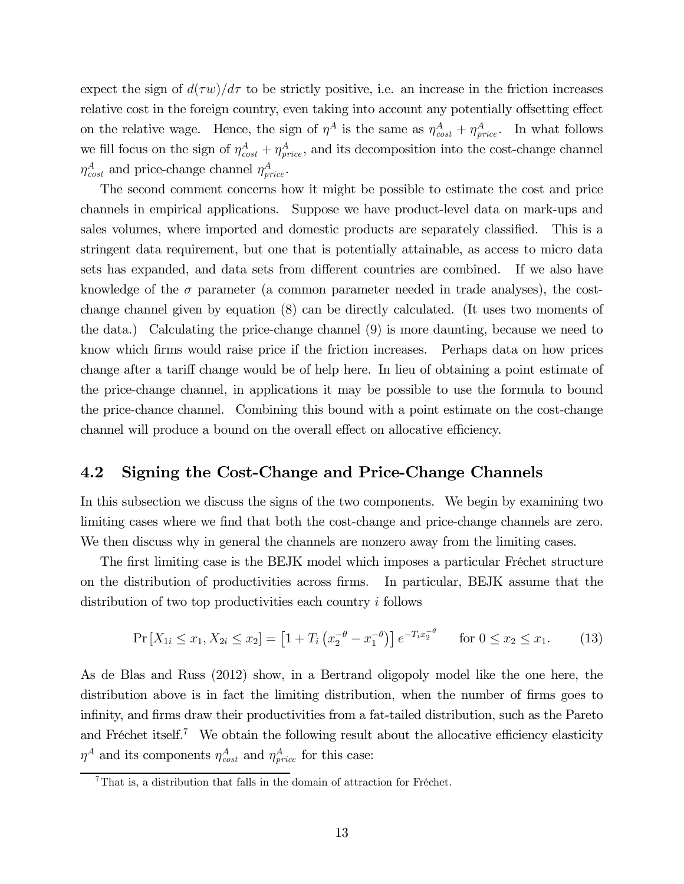expect the sign of $d(\tau w)/d\tau$ to be strictly positive, i.e. an increase in the friction increases relative cost in the foreign country, even taking into account any potentially offsetting effect on the relative wage. Hence, the sign of $\eta^A$ is the same as $\eta^A_{cost} + \eta^A_{price}$. In what follows we fill focus on the sign of $\eta^A_{cost} + \eta^A_{price}$, and its decomposition into the cost-change channel $\eta^A_{cost}$ and price-change channel $\eta^A_{price}$.

The second comment concerns how it might be possible to estimate the cost and price channels in empirical applications. Suppose we have product-level data on mark-ups and sales volumes, where imported and domestic products are separately classified. This is a stringent data requirement, but one that is potentially attainable, as access to micro data sets has expanded, and data sets from different countries are combined. If we also have knowledge of the $\sigma$ parameter (a common parameter needed in trade analyses), the cost-change channel given by equation (8) can be directly calculated. (It uses two moments of the data.) Calculating the price-change channel (9) is more daunting, because we need to know which firms would raise price if the friction increases. Perhaps data on how prices change after a tariff change would be of help here. In lieu of obtaining a point estimate of the price-change channel, in applications it may be possible to use the formula to bound the price-chance channel. Combining this bound with a point estimate on the cost-change channel will produce a bound on the overall effect on allocative efficiency.

## 4.2 Signing the Cost-Change and Price-Change Channels

In this subsection we discuss the signs of the two components. We begin by examining two limiting cases where we find that both the cost-change and price-change channels are zero. We then discuss why in general the channels are nonzero away from the limiting cases.

The first limiting case is the BEJK model which imposes a particular Fréchet structure on the distribution of productivities across firms. In particular, BEJK assume that the distribution of two top productivities each country $i$ follows

$$\Pr\left[X_{1i} \leq x_1, X_{2i} \leq x_2\right] = \left[1 + T_i\left(x_2^{-\theta} - x_1^{-\theta}\right)\right] e^{-T_i x_2^{-\theta}} \qquad \text{for } 0 \leq x_2 \leq x_1. \tag{13}$$

As de Blas and Russ (2012) show, in a Bertrand oligopoly model like the one here, the distribution above is in fact the limiting distribution, when the number of firms goes to infinity, and firms draw their productivities from a fat-tailed distribution, such as the Pareto and Fréchet itself.[7] We obtain the following result about the allocative efficiency elasticity $\eta^A$ and its components $\eta^A_{cost}$ and $\eta^A_{price}$ for this case:

[7] That is, a distribution that falls in the domain of attraction for Fréchet.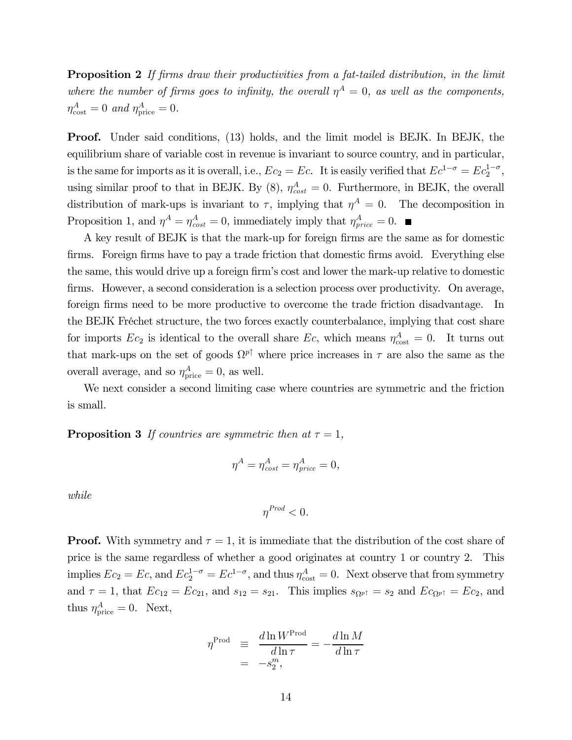**Proposition 2** *If firms draw their productivities from a fat-tailed distribution, in the limit where the number of firms goes to infinity, the overall $\eta^A = 0$, as well as the components, $\eta^A_{\text{cost}} = 0$ and $\eta^A_{\text{price}} = 0$.*

**Proof.** Under said conditions, (13) holds, and the limit model is BEJK. In BEJK, the equilibrium share of variable cost in revenue is invariant to source country, and in particular, is the same for imports as it is overall, i.e., $Ec_2 = Ec$. It is easily verified that $Ec^{1-\sigma} = Ec_2^{1-\sigma}$, using similar proof to that in BEJK. By (8), $\eta^A_{cost} = 0$. Furthermore, in BEJK, the overall distribution of mark-ups is invariant to $\tau$, implying that $\eta^A = 0$. The decomposition in Proposition 1, and $\eta^A = \eta^A_{cost} = 0$, immediately imply that $\eta^A_{price} = 0$. ■

A key result of BEJK is that the mark-up for foreign firms are the same as for domestic firms. Foreign firms have to pay a trade friction that domestic firms avoid. Everything else the same, this would drive up a foreign firm's cost and lower the mark-up relative to domestic firms. However, a second consideration is a selection process over productivity. On average, foreign firms need to be more productive to overcome the trade friction disadvantage. In the BEJK Fréchet structure, the two forces exactly counterbalance, implying that cost share for imports $Ec_2$ is identical to the overall share $Ec$, which means $\eta^A_{\text{cost}} = 0$. It turns out that mark-ups on the set of goods $\Omega^{p\uparrow}$ where price increases in $\tau$ are also the same as the overall average, and so $\eta^A_{\text{price}} = 0$, as well.

We next consider a second limiting case where countries are symmetric and the friction is small.

**Proposition 3** *If countries are symmetric then at $\tau = 1$,*

$$\eta^A = \eta^A_{cost} = \eta^A_{price} = 0,$$

*while*

$$\eta^{Prod} < 0.$$

**Proof.** With symmetry and $\tau = 1$, it is immediate that the distribution of the cost share of price is the same regardless of whether a good originates at country 1 or country 2. This implies $Ec_2 = Ec$, and $Ec_2^{1-\sigma} = Ec^{1-\sigma}$, and thus $\eta^A_{\text{cost}} = 0$. Next observe that from symmetry and $\tau = 1$, that $Ec_{12} = Ec_{21}$, and $s_{12} = s_{21}$. This implies $s_{\Omega^{p\uparrow}} = s_2$ and $Ec_{\Omega^{p\uparrow}} = Ec_2$, and thus $\eta^A_{\text{price}} = 0$. Next,

$$\begin{aligned}
\eta^{\text{Prod}} &\equiv \frac{d \ln W^{\text{Prod}}}{d \ln \tau} = -\frac{d \ln M}{d \ln \tau} \\
&= -s_2^m,
\end{aligned}$$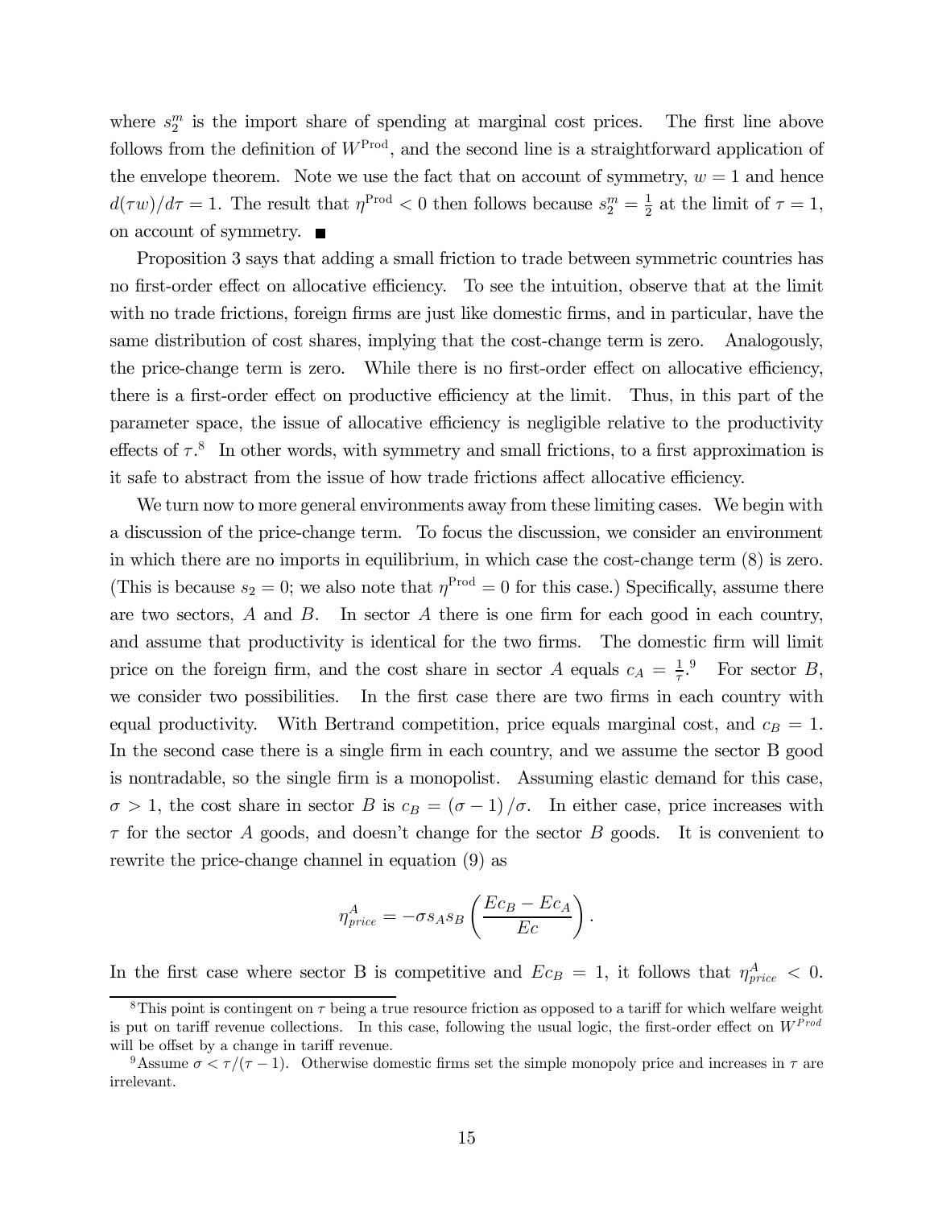where $s_2^m$ is the import share of spending at marginal cost prices. The first line above follows from the definition of $W^{\text{Prod}}$, and the second line is a straightforward application of the envelope theorem. Note we use the fact that on account of symmetry, $w = 1$ and hence $d(\tau w)/d\tau = 1$. The result that $\eta^{\text{Prod}} < 0$ then follows because $s_2^m = \frac{1}{2}$ at the limit of $\tau = 1$, on account of symmetry. ■

Proposition 3 says that adding a small friction to trade between symmetric countries has no first-order effect on allocative efficiency. To see the intuition, observe that at the limit with no trade frictions, foreign firms are just like domestic firms, and in particular, have the same distribution of cost shares, implying that the cost-change term is zero. Analogously, the price-change term is zero. While there is no first-order effect on allocative efficiency, there is a first-order effect on productive efficiency at the limit. Thus, in this part of the parameter space, the issue of allocative efficiency is negligible relative to the productivity effects of $\tau$.[8] In other words, with symmetry and small frictions, to a first approximation is it safe to abstract from the issue of how trade frictions affect allocative efficiency.

We turn now to more general environments away from these limiting cases. We begin with a discussion of the price-change term. To focus the discussion, we consider an environment in which there are no imports in equilibrium, in which case the cost-change term (8) is zero. (This is because $s_2 = 0$; we also note that $\eta^{\text{Prod}} = 0$ for this case.) Specifically, assume there are two sectors, $A$ and $B$. In sector $A$ there is one firm for each good in each country, and assume that productivity is identical for the two firms. The domestic firm will limit price on the foreign firm, and the cost share in sector $A$ equals $c_A = \frac{1}{\tau}$.[9] For sector $B$, we consider two possibilities. In the first case there are two firms in each country with equal productivity. With Bertrand competition, price equals marginal cost, and $c_B = 1$. In the second case there is a single firm in each country, and we assume the sector B good is nontradable, so the single firm is a monopolist. Assuming elastic demand for this case, $\sigma > 1$, the cost share in sector $B$ is $c_B = (\sigma - 1)/\sigma$. In either case, price increases with $\tau$ for the sector $A$ goods, and doesn't change for the sector $B$ goods. It is convenient to rewrite the price-change channel in equation (9) as

$$\eta^A_{price} = -\sigma s_A s_B \left( \frac{Ec_B - Ec_A}{Ec} \right).$$

In the first case where sector B is competitive and $Ec_B = 1$, it follows that $\eta^A_{price} < 0$.

[8] This point is contingent on $\tau$ being a true resource friction as opposed to a tariff for which welfare weight is put on tariff revenue collections. In this case, following the usual logic, the first-order effect on $W^{Prod}$ will be offset by a change in tariff revenue.

[9] Assume $\sigma < \tau/(\tau - 1)$. Otherwise domestic firms set the simple monopoly price and increases in $\tau$ are irrelevant.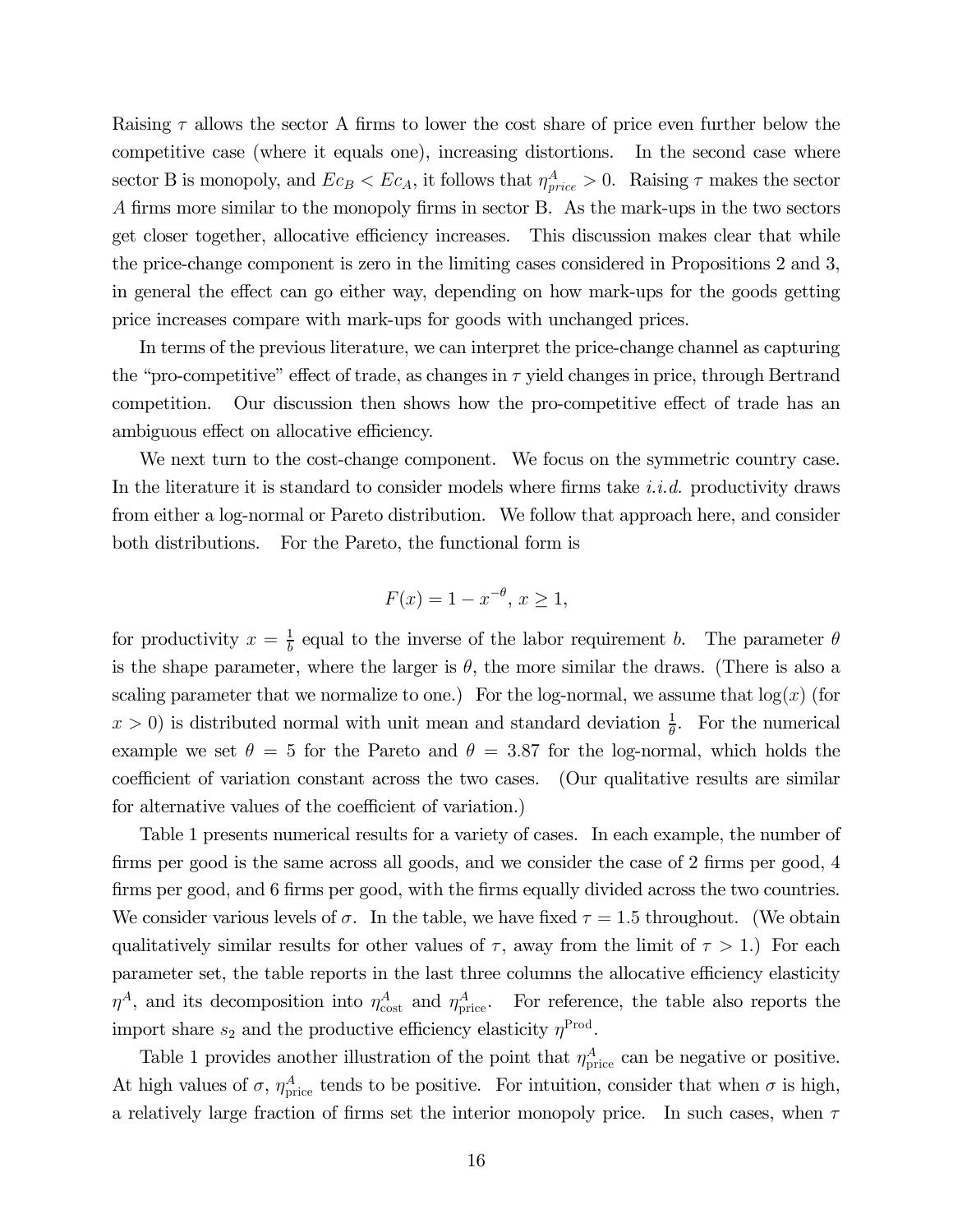Raising $\tau$ allows the sector A firms to lower the cost share of price even further below the competitive case (where it equals one), increasing distortions. In the second case where sector B is monopoly, and $Ec_B < Ec_A$, it follows that $\eta^A_{price} > 0$. Raising $\tau$ makes the sector $A$ firms more similar to the monopoly firms in sector B. As the mark-ups in the two sectors get closer together, allocative efficiency increases. This discussion makes clear that while the price-change component is zero in the limiting cases considered in Propositions 2 and 3, in general the effect can go either way, depending on how mark-ups for the goods getting price increases compare with mark-ups for goods with unchanged prices.

In terms of the previous literature, we can interpret the price-change channel as capturing the "pro-competitive" effect of trade, as changes in $\tau$ yield changes in price, through Bertrand competition. Our discussion then shows how the pro-competitive effect of trade has an ambiguous effect on allocative efficiency.

We next turn to the cost-change component. We focus on the symmetric country case. In the literature it is standard to consider models where firms take *i.i.d.* productivity draws from either a log-normal or Pareto distribution. We follow that approach here, and consider both distributions. For the Pareto, the functional form is

$$F(x) = 1 - x^{-\theta}, \, x \geq 1,$$

for productivity $x = \frac{1}{b}$ equal to the inverse of the labor requirement $b$. The parameter $\theta$ is the shape parameter, where the larger is $\theta$, the more similar the draws. (There is also a scaling parameter that we normalize to one.) For the log-normal, we assume that $\log(x)$ (for $x > 0$) is distributed normal with unit mean and standard deviation $\frac{1}{\theta}$. For the numerical example we set $\theta = 5$ for the Pareto and $\theta = 3.87$ for the log-normal, which holds the coefficient of variation constant across the two cases. (Our qualitative results are similar for alternative values of the coefficient of variation.)

Table 1 presents numerical results for a variety of cases. In each example, the number of firms per good is the same across all goods, and we consider the case of 2 firms per good, 4 firms per good, and 6 firms per good, with the firms equally divided across the two countries. We consider various levels of $\sigma$. In the table, we have fixed $\tau = 1.5$ throughout. (We obtain qualitatively similar results for other values of $\tau$, away from the limit of $\tau > 1$.) For each parameter set, the table reports in the last three columns the allocative efficiency elasticity $\eta^A$, and its decomposition into $\eta^A_{\text{cost}}$ and $\eta^A_{\text{price}}$. For reference, the table also reports the import share $s_2$ and the productive efficiency elasticity $\eta^{\text{Prod}}$.

Table 1 provides another illustration of the point that $\eta^A_{\text{price}}$ can be negative or positive. At high values of $\sigma$, $\eta^A_{\text{price}}$ tends to be positive. For intuition, consider that when $\sigma$ is high, a relatively large fraction of firms set the interior monopoly price. In such cases, when $\tau$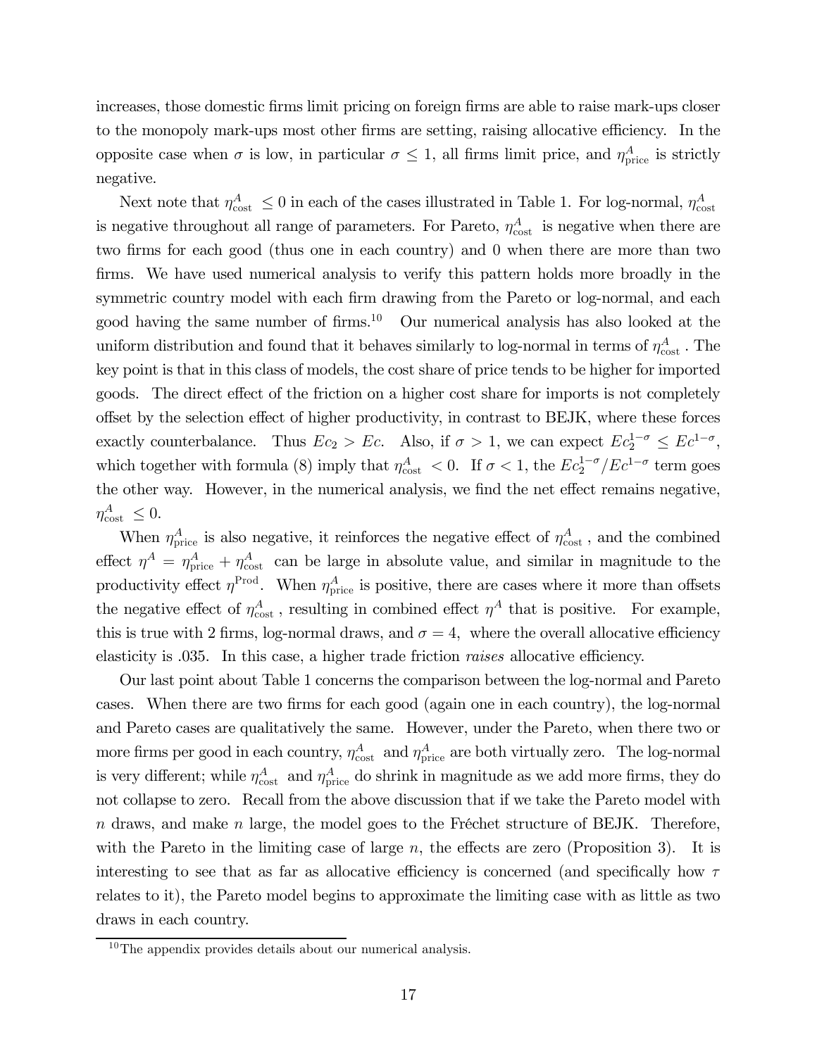increases, those domestic firms limit pricing on foreign firms are able to raise mark-ups closer to the monopoly mark-ups most other firms are setting, raising allocative efficiency. In the opposite case when $\sigma$ is low, in particular $\sigma \leq 1$, all firms limit price, and $\eta^{A}_{\text{price}}$ is strictly negative.

Next note that $\eta^{A}_{\text{cost}} \leq 0$ in each of the cases illustrated in Table 1. For log-normal, $\eta^{A}_{\text{cost}}$ is negative throughout all range of parameters. For Pareto, $\eta^{A}_{\text{cost}}$ is negative when there are two firms for each good (thus one in each country) and 0 when there are more than two firms. We have used numerical analysis to verify this pattern holds more broadly in the symmetric country model with each firm drawing from the Pareto or log-normal, and each good having the same number of firms.[10] Our numerical analysis has also looked at the uniform distribution and found that it behaves similarly to log-normal in terms of $\eta^{A}_{\text{cost}}$. The key point is that in this class of models, the cost share of price tends to be higher for imported goods. The direct effect of the friction on a higher cost share for imports is not completely offset by the selection effect of higher productivity, in contrast to BEJK, where these forces exactly counterbalance. Thus $Ec_2 > Ec$. Also, if $\sigma > 1$, we can expect $Ec_2^{1-\sigma} \leq Ec^{1-\sigma}$, which together with formula (8) imply that $\eta^{A}_{\text{cost}} < 0$. If $\sigma < 1$, the $Ec_2^{1-\sigma}/Ec^{1-\sigma}$ term goes the other way. However, in the numerical analysis, we find the net effect remains negative, $\eta^{A}_{\text{cost}} \leq 0$.

When $\eta^{A}_{\text{price}}$ is also negative, it reinforces the negative effect of $\eta^{A}_{\text{cost}}$, and the combined effect $\eta^{A} = \eta^{A}_{\text{price}} + \eta^{A}_{\text{cost}}$ can be large in absolute value, and similar in magnitude to the productivity effect $\eta^{\text{Prod}}$. When $\eta^{A}_{\text{price}}$ is positive, there are cases where it more than offsets the negative effect of $\eta^{A}_{\text{cost}}$, resulting in combined effect $\eta^{A}$ that is positive. For example, this is true with 2 firms, log-normal draws, and $\sigma = 4$, where the overall allocative efficiency elasticity is .035. In this case, a higher trade friction *raises* allocative efficiency.

Our last point about Table 1 concerns the comparison between the log-normal and Pareto cases. When there are two firms for each good (again one in each country), the log-normal and Pareto cases are qualitatively the same. However, under the Pareto, when there two or more firms per good in each country, $\eta^{A}_{\text{cost}}$ and $\eta^{A}_{\text{price}}$ are both virtually zero. The log-normal is very different; while $\eta^{A}_{\text{cost}}$ and $\eta^{A}_{\text{price}}$ do shrink in magnitude as we add more firms, they do not collapse to zero. Recall from the above discussion that if we take the Pareto model with $n$ draws, and make $n$ large, the model goes to the Fréchet structure of BEJK. Therefore, with the Pareto in the limiting case of large $n$, the effects are zero (Proposition 3). It is interesting to see that as far as allocative efficiency is concerned (and specifically how $\tau$ relates to it), the Pareto model begins to approximate the limiting case with as little as two draws in each country.

[10] The appendix provides details about our numerical analysis.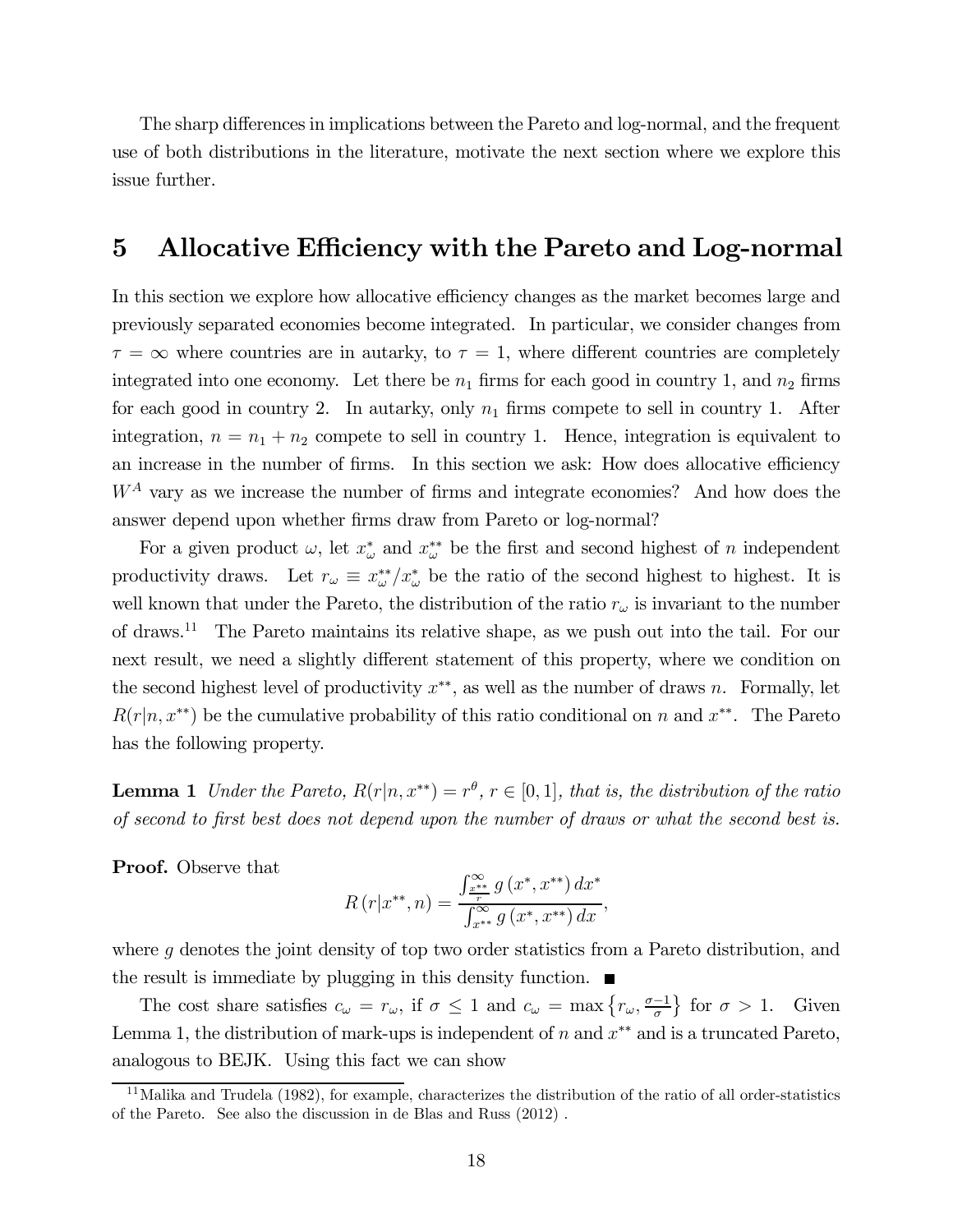The sharp differences in implications between the Pareto and log-normal, and the frequent use of both distributions in the literature, motivate the next section where we explore this issue further.

# 5 Allocative Efficiency with the Pareto and Log-normal

In this section we explore how allocative efficiency changes as the market becomes large and previously separated economies become integrated. In particular, we consider changes from $\tau = \infty$ where countries are in autarky, to $\tau = 1$, where different countries are completely integrated into one economy. Let there be $n_1$ firms for each good in country 1, and $n_2$ firms for each good in country 2. In autarky, only $n_1$ firms compete to sell in country 1. After integration, $n = n_1 + n_2$ compete to sell in country 1. Hence, integration is equivalent to an increase in the number of firms. In this section we ask: How does allocative efficiency $W^A$ vary as we increase the number of firms and integrate economies? And how does the answer depend upon whether firms draw from Pareto or log-normal?

For a given product $\omega$, let $x^*_\omega$ and $x^{**}_\omega$ be the first and second highest of $n$ independent productivity draws. Let $r_\omega \equiv x^{**}_\omega / x^*_\omega$ be the ratio of the second highest to highest. It is well known that under the Pareto, the distribution of the ratio $r_\omega$ is invariant to the number of draws.[11] The Pareto maintains its relative shape, as we push out into the tail. For our next result, we need a slightly different statement of this property, where we condition on the second highest level of productivity $x^{**}$, as well as the number of draws $n$. Formally, let $R(r|n, x^{**})$ be the cumulative probability of this ratio conditional on $n$ and $x^{**}$. The Pareto has the following property.

**Lemma 1** *Under the Pareto, $R(r|n, x^{**}) = r^\theta$, $r \in [0, 1]$, that is, the distribution of the ratio of second to first best does not depend upon the number of draws or what the second best is.*

**Proof.** Observe that

$$R\left(r|x^{**}, n\right) = \frac{\int_{\frac{x^{**}}{r}}^{\infty} g\left(x^*, x^{**}\right) dx^*}{\int_{x^{**}}^{\infty} g\left(x^*, x^{**}\right) dx},$$

where $g$ denotes the joint density of top two order statistics from a Pareto distribution, and the result is immediate by plugging in this density function. ■

The cost share satisfies $c_\omega = r_\omega$, if $\sigma \leq 1$ and $c_\omega = \max\left\{r_\omega, \frac{\sigma-1}{\sigma}\right\}$ for $\sigma > 1$. Given Lemma 1, the distribution of mark-ups is independent of $n$ and $x^{**}$ and is a truncated Pareto, analogous to BEJK. Using this fact we can show

[11] Malika and Trudela (1982), for example, characterizes the distribution of the ratio of all order-statistics of the Pareto. See also the discussion in de Blas and Russ (2012) .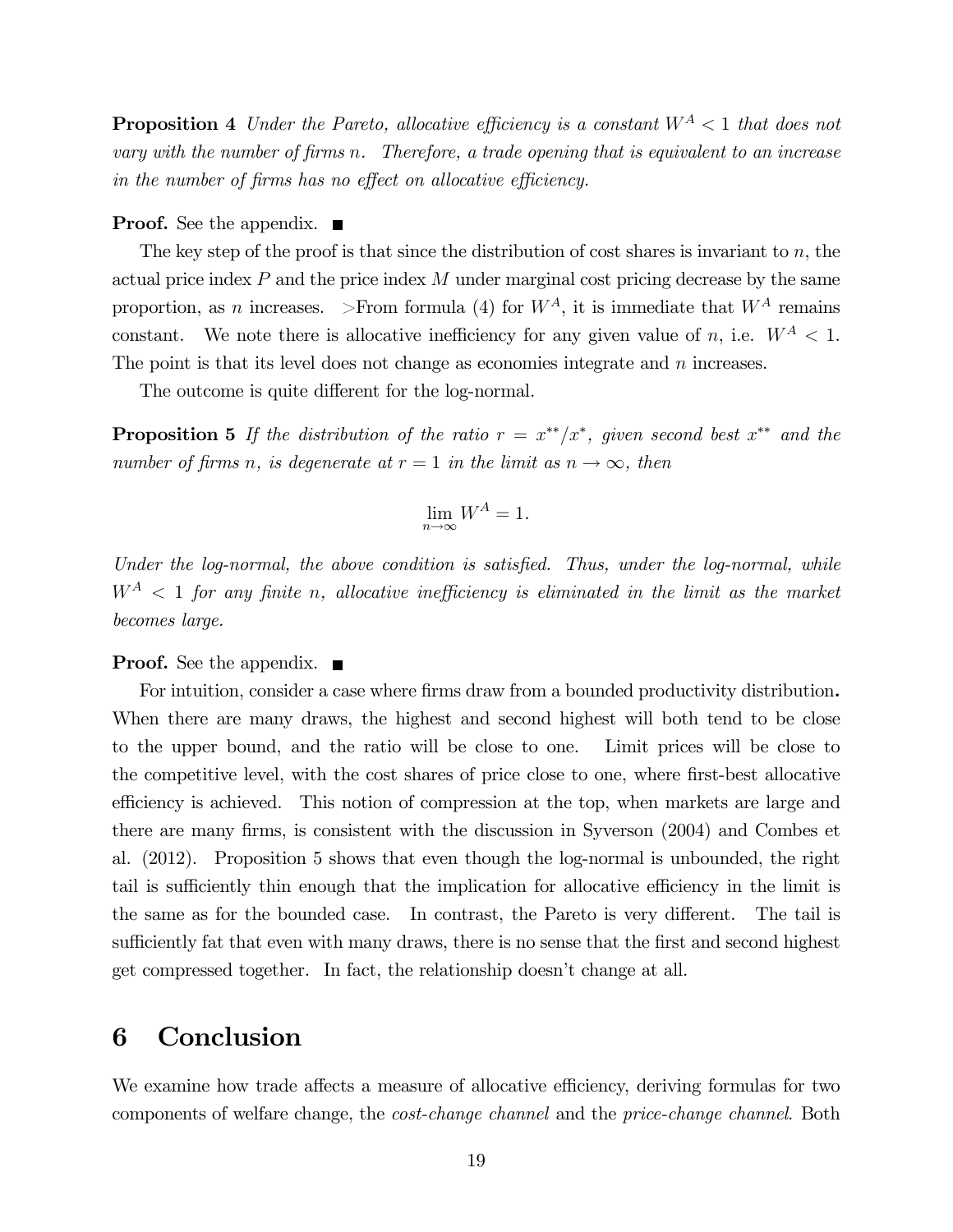**Proposition 4** *Under the Pareto, allocative efficiency is a constant $W^A < 1$ that does not vary with the number of firms $n$. Therefore, a trade opening that is equivalent to an increase in the number of firms has no effect on allocative efficiency.*

**Proof.** See the appendix. ■

The key step of the proof is that since the distribution of cost shares is invariant to $n$, the actual price index $P$ and the price index $M$ under marginal cost pricing decrease by the same proportion, as $n$ increases. >From formula (4) for $W^A$, it is immediate that $W^A$ remains constant. We note there is allocative inefficiency for any given value of $n$, i.e. $W^A < 1$. The point is that its level does not change as economies integrate and $n$ increases.

The outcome is quite different for the log-normal.

**Proposition 5** *If the distribution of the ratio $r = x^{**}/x^{*}$, given second best $x^{**}$ and the number of firms $n$, is degenerate at $r = 1$ in the limit as $n \to \infty$, then*

$$\lim_{n \to \infty} W^A = 1.$$

*Under the log-normal, the above condition is satisfied. Thus, under the log-normal, while $W^A < 1$ for any finite $n$, allocative inefficiency is eliminated in the limit as the market becomes large.*

**Proof.** See the appendix. ■

For intuition, consider a case where firms draw from a bounded productivity distribution**.** When there are many draws, the highest and second highest will both tend to be close to the upper bound, and the ratio will be close to one. Limit prices will be close to the competitive level, with the cost shares of price close to one, where first-best allocative efficiency is achieved. This notion of compression at the top, when markets are large and there are many firms, is consistent with the discussion in Syverson (2004) and Combes et al. (2012). Proposition 5 shows that even though the log-normal is unbounded, the right tail is sufficiently thin enough that the implication for allocative efficiency in the limit is the same as for the bounded case. In contrast, the Pareto is very different. The tail is sufficiently fat that even with many draws, there is no sense that the first and second highest get compressed together. In fact, the relationship doesn't change at all.

# 6 Conclusion

We examine how trade affects a measure of allocative efficiency, deriving formulas for two components of welfare change, the *cost-change channel* and the *price-change channel*. Both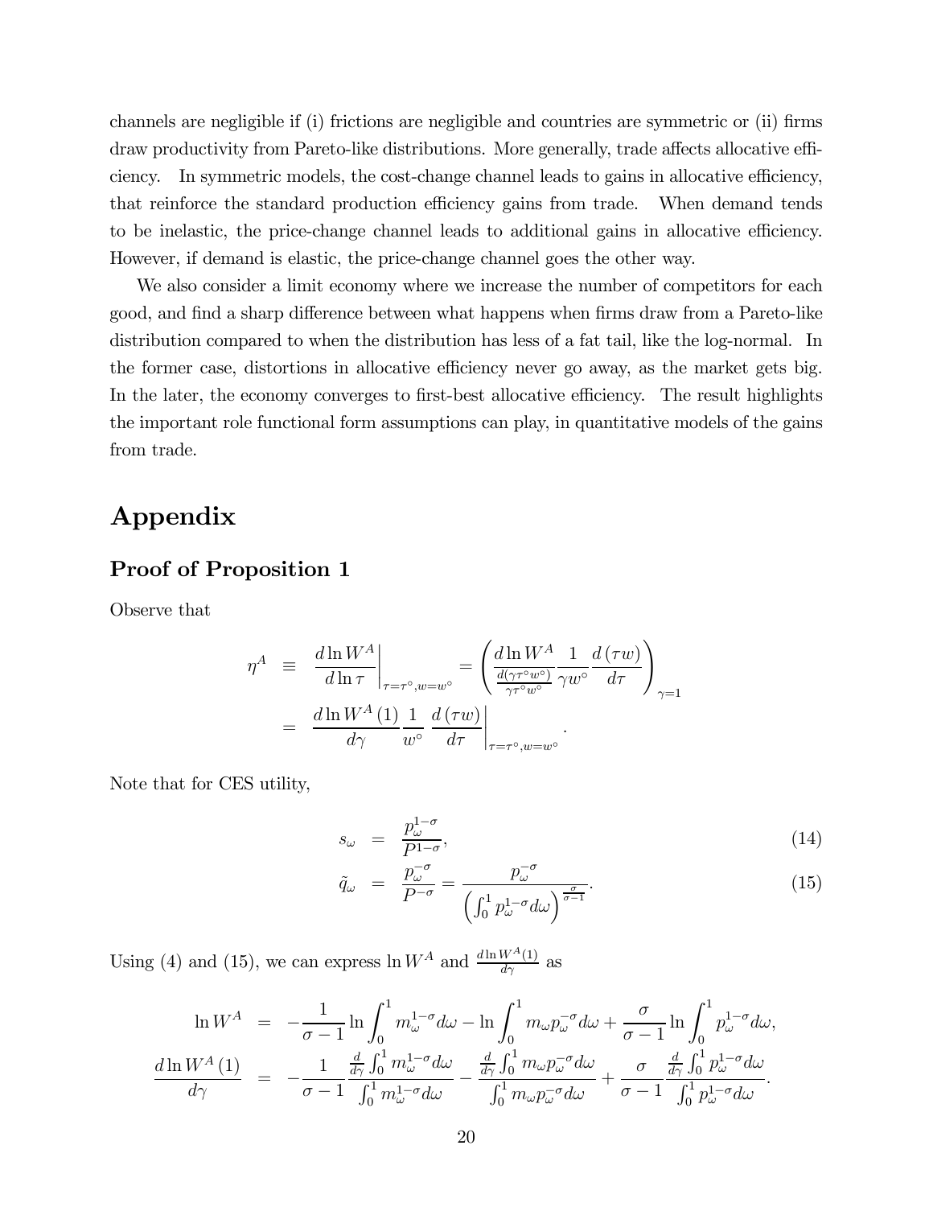channels are negligible if (i) frictions are negligible and countries are symmetric or (ii) firms draw productivity from Pareto-like distributions. More generally, trade affects allocative efficiency. In symmetric models, the cost-change channel leads to gains in allocative efficiency, that reinforce the standard production efficiency gains from trade. When demand tends to be inelastic, the price-change channel leads to additional gains in allocative efficiency. However, if demand is elastic, the price-change channel goes the other way.

We also consider a limit economy where we increase the number of competitors for each good, and find a sharp difference between what happens when firms draw from a Pareto-like distribution compared to when the distribution has less of a fat tail, like the log-normal. In the former case, distortions in allocative efficiency never go away, as the market gets big. In the later, the economy converges to first-best allocative efficiency. The result highlights the important role functional form assumptions can play, in quantitative models of the gains from trade.

# Appendix

## Proof of Proposition 1

Observe that

$$\begin{aligned}
\eta^A &\equiv \left.\frac{d\ln W^A}{d\ln\tau}\right|_{\tau=\tau^\circ,w=w^\circ} = \left(\frac{d\ln W^A}{\frac{d(\gamma\tau^\circ w^\circ)}{\gamma\tau^\circ w^\circ}}\frac{1}{\gamma w^\circ}\frac{d(\tau w)}{d\tau}\right)_{\gamma=1} \\
&= \frac{d\ln W^A(1)}{d\gamma}\frac{1}{w^\circ}\left.\frac{d(\tau w)}{d\tau}\right|_{\tau=\tau^\circ,w=w^\circ}.
\end{aligned}$$

Note that for CES utility,

$$s_\omega = \frac{p_\omega^{1-\sigma}}{P^{1-\sigma}}, \tag{14}$$

$$\tilde{q}_\omega = \frac{p_\omega^{-\sigma}}{P^{-\sigma}} = \frac{p_\omega^{-\sigma}}{\left(\int_0^1 p_\omega^{1-\sigma}d\omega\right)^{\frac{\sigma}{\sigma-1}}}. \tag{15}$$

Using (4) and (15), we can express $\ln W^A$ and $\frac{d\ln W^A(1)}{d\gamma}$ as

$$\begin{aligned}
\ln W^A &= -\frac{1}{\sigma-1}\ln\int_0^1 m_\omega^{1-\sigma}d\omega - \ln\int_0^1 m_\omega p_\omega^{-\sigma}d\omega + \frac{\sigma}{\sigma-1}\ln\int_0^1 p_\omega^{1-\sigma}d\omega, \\
\frac{d\ln W^A(1)}{d\gamma} &= -\frac{1}{\sigma-1}\frac{\frac{d}{d\gamma}\int_0^1 m_\omega^{1-\sigma}d\omega}{\int_0^1 m_\omega^{1-\sigma}d\omega} - \frac{\frac{d}{d\gamma}\int_0^1 m_\omega p_\omega^{-\sigma}d\omega}{\int_0^1 m_\omega p_\omega^{-\sigma}d\omega} + \frac{\sigma}{\sigma-1}\frac{\frac{d}{d\gamma}\int_0^1 p_\omega^{1-\sigma}d\omega}{\int_0^1 p_\omega^{1-\sigma}d\omega}.
\end{aligned}$$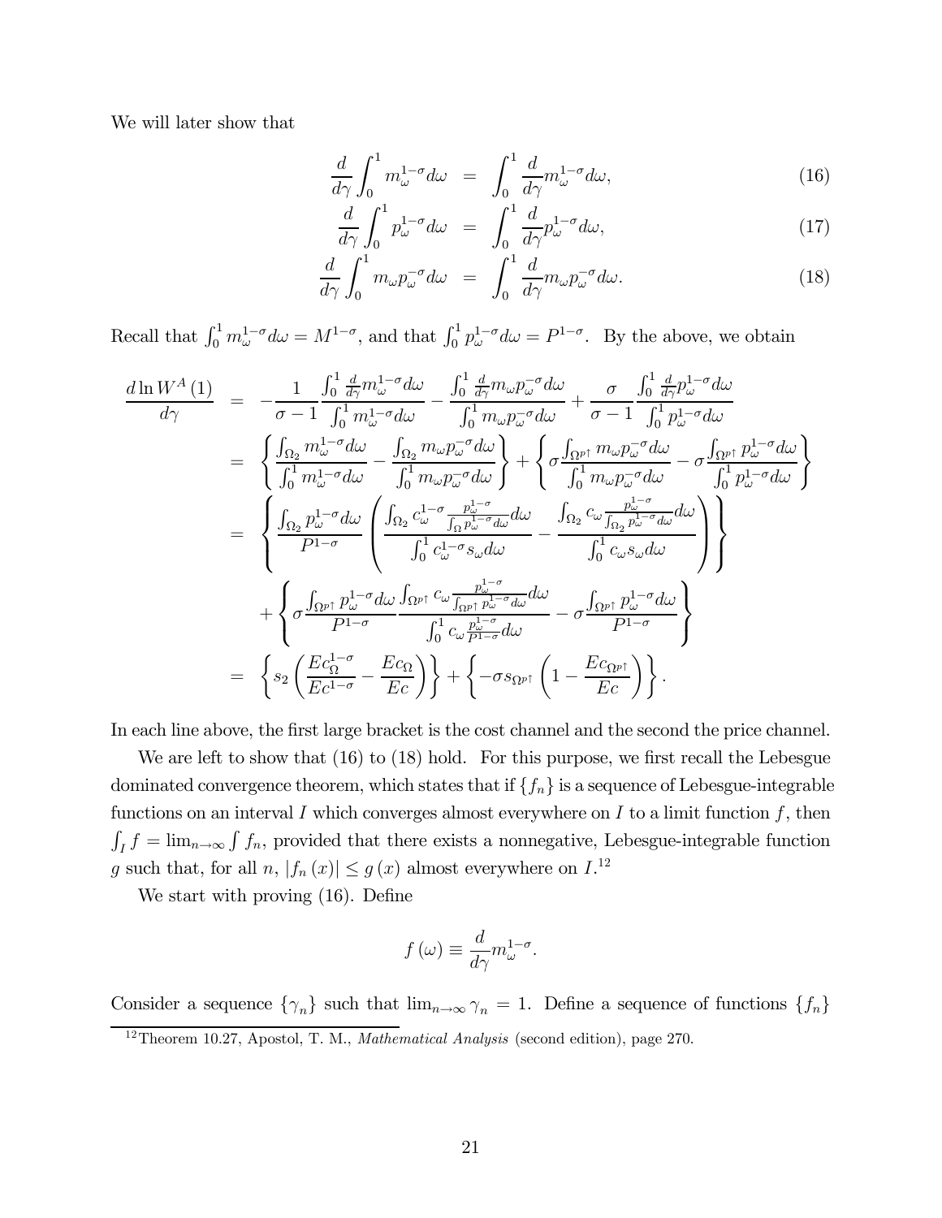We will later show that

$$
\begin{aligned}
\frac{d}{d\gamma}\int_0^1 m_\omega^{1-\sigma} d\omega &= \int_0^1 \frac{d}{d\gamma} m_\omega^{1-\sigma} d\omega, && (16)\\
\frac{d}{d\gamma}\int_0^1 p_\omega^{1-\sigma} d\omega &= \int_0^1 \frac{d}{d\gamma} p_\omega^{1-\sigma} d\omega, && (17)\\
\frac{d}{d\gamma}\int_0^1 m_\omega p_\omega^{-\sigma} d\omega &= \int_0^1 \frac{d}{d\gamma} m_\omega p_\omega^{-\sigma} d\omega. && (18)
\end{aligned}
$$

Recall that $\int_0^1 m_\omega^{1-\sigma} d\omega = M^{1-\sigma}$, and that $\int_0^1 p_\omega^{1-\sigma} d\omega = P^{1-\sigma}$. By the above, we obtain

$$
\begin{aligned}
\frac{d\ln W^A(1)}{d\gamma} &= -\frac{1}{\sigma-1}\frac{\int_0^1 \frac{d}{d\gamma} m_\omega^{1-\sigma} d\omega}{\int_0^1 m_\omega^{1-\sigma} d\omega} - \frac{\int_0^1 \frac{d}{d\gamma} m_\omega p_\omega^{-\sigma} d\omega}{\int_0^1 m_\omega p_\omega^{-\sigma} d\omega} + \frac{\sigma}{\sigma-1}\frac{\int_0^1 \frac{d}{d\gamma} p_\omega^{1-\sigma} d\omega}{\int_0^1 p_\omega^{1-\sigma} d\omega}\\
&= \left\{ \frac{\int_{\Omega_2} m_\omega^{1-\sigma} d\omega}{\int_0^1 m_\omega^{1-\sigma} d\omega} - \frac{\int_{\Omega_2} m_\omega p_\omega^{-\sigma} d\omega}{\int_0^1 m_\omega p_\omega^{-\sigma} d\omega} \right\} + \left\{ \sigma \frac{\int_{\Omega^{p\uparrow}} m_\omega p_\omega^{-\sigma} d\omega}{\int_0^1 m_\omega p_\omega^{-\sigma} d\omega} - \sigma \frac{\int_{\Omega^{p\uparrow}} p_\omega^{1-\sigma} d\omega}{\int_0^1 p_\omega^{1-\sigma} d\omega} \right\}\\
&= \left\{ \frac{\int_{\Omega_2} p_\omega^{1-\sigma} d\omega}{P^{1-\sigma}} \left( \frac{\int_{\Omega_2} c_\omega^{1-\sigma} \frac{p_\omega^{1-\sigma}}{\int_\Omega p_\omega^{1-\sigma} d\omega} d\omega}{\int_0^1 c_\omega^{1-\sigma} s_\omega d\omega} - \frac{\int_{\Omega_2} c_\omega \frac{p_\omega^{1-\sigma}}{\int_{\Omega_2} p_\omega^{1-\sigma} d\omega} d\omega}{\int_0^1 c_\omega s_\omega d\omega} \right) \right\}\\
&\quad + \left\{ \sigma \frac{\int_{\Omega^{p\uparrow}} p_\omega^{1-\sigma} d\omega}{P^{1-\sigma}} \frac{\int_{\Omega^{p\uparrow}} c_\omega \frac{p_\omega^{1-\sigma}}{\int_{\Omega^{p\uparrow}} p_\omega^{1-\sigma} d\omega} d\omega}{\int_0^1 c_\omega \frac{p_\omega^{1-\sigma}}{P^{1-\sigma}} d\omega} - \sigma \frac{\int_{\Omega^{p\uparrow}} p_\omega^{1-\sigma} d\omega}{P^{1-\sigma}} \right\}\\
&= \left\{ s_2 \left( \frac{E c_\Omega^{1-\sigma}}{E c^{1-\sigma}} - \frac{E c_\Omega}{E c} \right) \right\} + \left\{ -\sigma s_{\Omega^{p\uparrow}} \left( 1 - \frac{E c_{\Omega^{p\uparrow}}}{E c} \right) \right\}.
\end{aligned}
$$

In each line above, the first large bracket is the cost channel and the second the price channel.

We are left to show that (16) to (18) hold. For this purpose, we first recall the Lebesgue dominated convergence theorem, which states that if $\{f_n\}$ is a sequence of Lebesgue-integrable functions on an interval $I$ which converges almost everywhere on $I$ to a limit function $f$, then $\int_I f = \lim_{n\to\infty} \int f_n$, provided that there exists a nonnegative, Lebesgue-integrable function $g$ such that, for all $n$, $|f_n(x)| \le g(x)$ almost everywhere on $I$.[12]

We start with proving (16). Define

$$
f(\omega) \equiv \frac{d}{d\gamma} m_\omega^{1-\sigma}.
$$

Consider a sequence $\{\gamma_n\}$ such that $\lim_{n\to\infty} \gamma_n = 1$. Define a sequence of functions $\{f_n\}$

[12] Theorem 10.27, Apostol, T. M., *Mathematical Analysis* (second edition), page 270.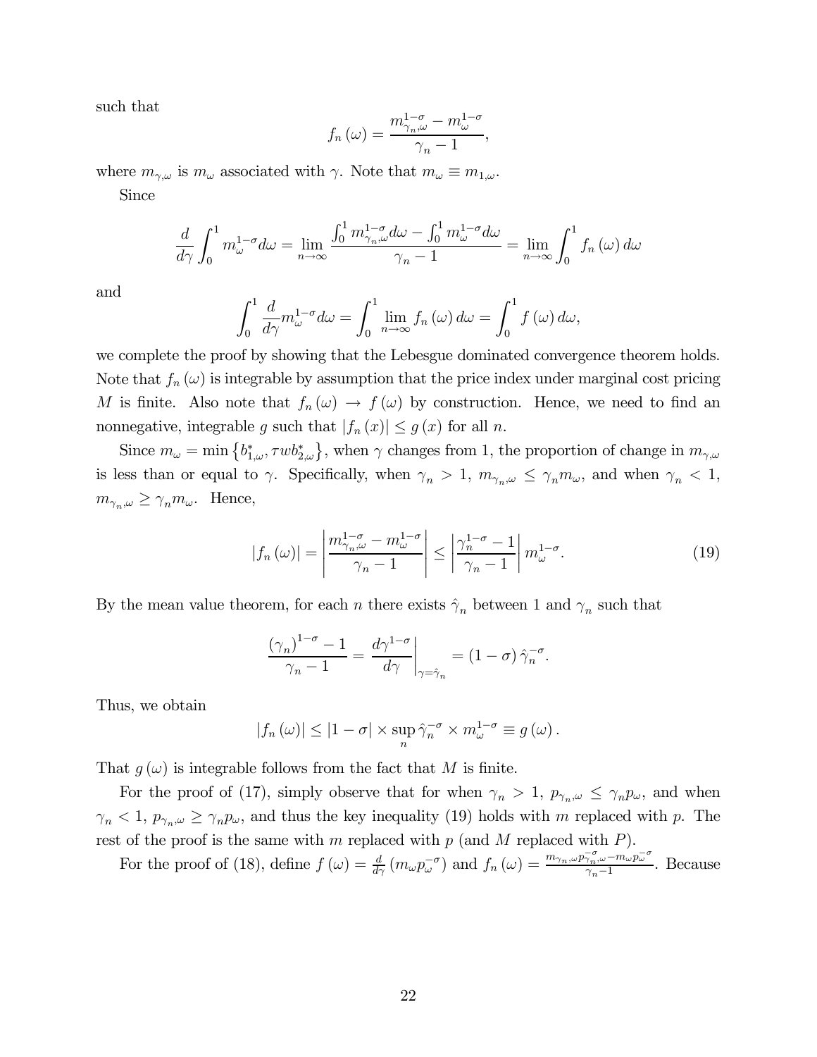such that

$$f_n(\omega) = \frac{m_{\gamma_n,\omega}^{1-\sigma} - m_{\omega}^{1-\sigma}}{\gamma_n - 1},$$

where $m_{\gamma,\omega}$ is $m_\omega$ associated with $\gamma$. Note that $m_\omega \equiv m_{1,\omega}$.

Since

$$\frac{d}{d\gamma}\int_0^1 m_\omega^{1-\sigma} d\omega = \lim_{n\to\infty} \frac{\int_0^1 m_{\gamma_n,\omega}^{1-\sigma} d\omega - \int_0^1 m_\omega^{1-\sigma} d\omega}{\gamma_n - 1} = \lim_{n\to\infty}\int_0^1 f_n(\omega)\, d\omega$$

and

$$\int_0^1 \frac{d}{d\gamma} m_\omega^{1-\sigma} d\omega = \int_0^1 \lim_{n\to\infty} f_n(\omega)\, d\omega = \int_0^1 f(\omega)\, d\omega,$$

we complete the proof by showing that the Lebesgue dominated convergence theorem holds. Note that $f_n(\omega)$ is integrable by assumption that the price index under marginal cost pricing $M$ is finite. Also note that $f_n(\omega) \to f(\omega)$ by construction. Hence, we need to find an nonnegative, integrable $g$ such that $|f_n(x)| \leq g(x)$ for all $n$.

Since $m_\omega = \min\{b_{1,\omega}^*, \tau w b_{2,\omega}^*\}$, when $\gamma$ changes from 1, the proportion of change in $m_{\gamma,\omega}$ is less than or equal to $\gamma$. Specifically, when $\gamma_n > 1$, $m_{\gamma_n,\omega} \leq \gamma_n m_\omega$, and when $\gamma_n < 1$, $m_{\gamma_n,\omega} \geq \gamma_n m_\omega$. Hence,

$$|f_n(\omega)| = \left|\frac{m_{\gamma_n,\omega}^{1-\sigma} - m_\omega^{1-\sigma}}{\gamma_n - 1}\right| \leq \left|\frac{\gamma_n^{1-\sigma} - 1}{\gamma_n - 1}\right| m_\omega^{1-\sigma}. \tag{19}$$

By the mean value theorem, for each $n$ there exists $\hat{\gamma}_n$ between 1 and $\gamma_n$ such that

$$\frac{(\gamma_n)^{1-\sigma} - 1}{\gamma_n - 1} = \left.\frac{d\gamma^{1-\sigma}}{d\gamma}\right|_{\gamma=\hat{\gamma}_n} = (1-\sigma)\,\hat{\gamma}_n^{-\sigma}.$$

Thus, we obtain

$$|f_n(\omega)| \leq |1-\sigma| \times \sup_n \hat{\gamma}_n^{-\sigma} \times m_\omega^{1-\sigma} \equiv g(\omega).$$

That $g(\omega)$ is integrable follows from the fact that $M$ is finite.

For the proof of (17), simply observe that for when $\gamma_n > 1$, $p_{\gamma_n,\omega} \leq \gamma_n p_\omega$, and when $\gamma_n < 1$, $p_{\gamma_n,\omega} \geq \gamma_n p_\omega$, and thus the key inequality (19) holds with $m$ replaced with $p$. The rest of the proof is the same with $m$ replaced with $p$ (and $M$ replaced with $P$).

For the proof of (18), define $f(\omega) = \frac{d}{d\gamma}\left(m_\omega p_\omega^{-\sigma}\right)$ and $f_n(\omega) = \frac{m_{\gamma_n,\omega} p_{\gamma_n,\omega}^{-\sigma} - m_\omega p_\omega^{-\sigma}}{\gamma_n - 1}$. Because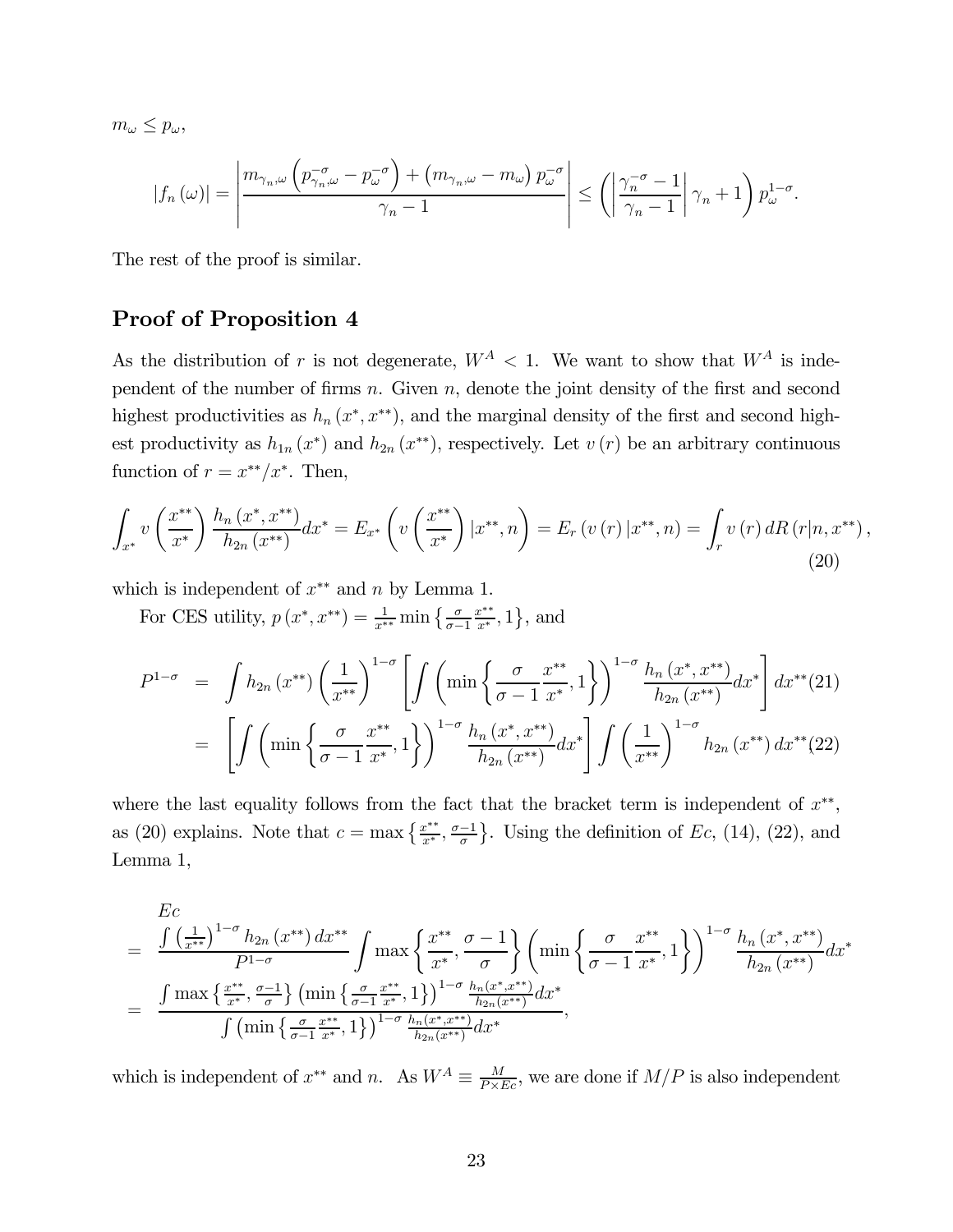$m_\omega \leq p_\omega$,

$$|f_n(\omega)| = \left| \frac{m_{\gamma_n,\omega}\left(p_{\gamma_n,\omega}^{-\sigma} - p_\omega^{-\sigma}\right) + \left(m_{\gamma_n,\omega} - m_\omega\right)p_\omega^{-\sigma}}{\gamma_n - 1} \right| \leq \left( \left| \frac{\gamma_n^{-\sigma} - 1}{\gamma_n - 1} \right| \gamma_n + 1 \right) p_\omega^{1-\sigma}.$$

The rest of the proof is similar.

## Proof of Proposition 4

As the distribution of $r$ is not degenerate, $W^A < 1$. We want to show that $W^A$ is independent of the number of firms $n$. Given $n$, denote the joint density of the first and second highest productivities as $h_n(x^*, x^{**})$, and the marginal density of the first and second highest productivity as $h_{1n}(x^*)$ and $h_{2n}(x^{**})$, respectively. Let $v(r)$ be an arbitrary continuous function of $r = x^{**}/x^*$. Then,

$$\int_{x^*} v\left(\frac{x^{**}}{x^*}\right) \frac{h_n(x^*, x^{**})}{h_{2n}(x^{**})} dx^* = E_{x^*}\left(v\left(\frac{x^{**}}{x^*}\right)|x^{**}, n\right) = E_r(v(r)|x^{**}, n) = \int_r v(r)\, dR(r|n, x^{**}), \tag{20}$$

which is independent of $x^{**}$ and $n$ by Lemma 1.

For CES utility, $p(x^*, x^{**}) = \frac{1}{x^{**}} \min\left\{\frac{\sigma}{\sigma-1}\frac{x^{**}}{x^*}, 1\right\}$, and

$$\begin{aligned} P^{1-\sigma} &= \int h_{2n}(x^{**}) \left(\frac{1}{x^{**}}\right)^{1-\sigma} \left[\int \left(\min\left\{\frac{\sigma}{\sigma-1}\frac{x^{**}}{x^*}, 1\right\}\right)^{1-\sigma} \frac{h_n(x^*, x^{**})}{h_{2n}(x^{**})} dx^*\right] dx^{**} \quad (21) \\ &= \left[\int \left(\min\left\{\frac{\sigma}{\sigma-1}\frac{x^{**}}{x^*}, 1\right\}\right)^{1-\sigma} \frac{h_n(x^*, x^{**})}{h_{2n}(x^{**})} dx^*\right] \int \left(\frac{1}{x^{**}}\right)^{1-\sigma} h_{2n}(x^{**})\, dx^{**} \quad (22) \end{aligned}$$

where the last equality follows from the fact that the bracket term is independent of $x^{**}$, as (20) explains. Note that $c = \max\left\{\frac{x^{**}}{x^*}, \frac{\sigma-1}{\sigma}\right\}$. Using the definition of $Ec$, (14), (22), and Lemma 1,

$$\begin{aligned} & Ec \\ = \;& \frac{\int \left(\frac{1}{x^{**}}\right)^{1-\sigma} h_{2n}(x^{**})\, dx^{**}}{P^{1-\sigma}} \int \max\left\{\frac{x^{**}}{x^*}, \frac{\sigma-1}{\sigma}\right\} \left(\min\left\{\frac{\sigma}{\sigma-1}\frac{x^{**}}{x^*}, 1\right\}\right)^{1-\sigma} \frac{h_n(x^*, x^{**})}{h_{2n}(x^{**})} dx^* \\ = \;& \frac{\int \max\left\{\frac{x^{**}}{x^*}, \frac{\sigma-1}{\sigma}\right\} \left(\min\left\{\frac{\sigma}{\sigma-1}\frac{x^{**}}{x^*}, 1\right\}\right)^{1-\sigma} \frac{h_n(x^*, x^{**})}{h_{2n}(x^{**})} dx^*}{\int \left(\min\left\{\frac{\sigma}{\sigma-1}\frac{x^{**}}{x^*}, 1\right\}\right)^{1-\sigma} \frac{h_n(x^*, x^{**})}{h_{2n}(x^{**})} dx^*}, \end{aligned}$$

which is independent of $x^{**}$ and $n$. As $W^A \equiv \frac{M}{P \times Ec}$, we are done if $M/P$ is also independent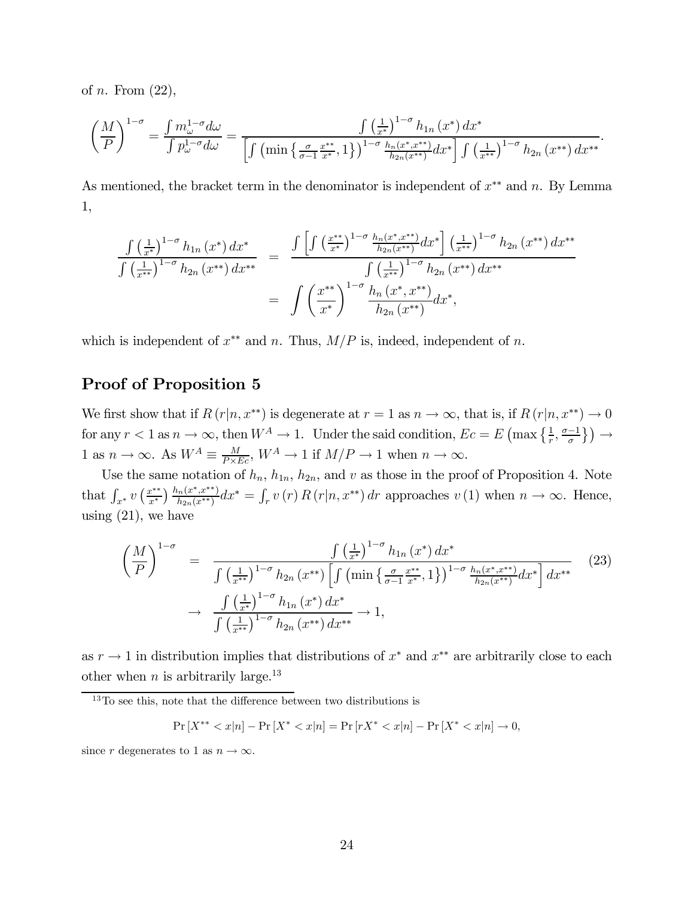of $n$. From (22),

$$\left(\frac{M}{P}\right)^{1-\sigma} = \frac{\int m_\omega^{1-\sigma} d\omega}{\int p_\omega^{1-\sigma} d\omega} = \frac{\int \left(\frac{1}{x^*}\right)^{1-\sigma} h_{1n}(x^*)\, dx^*}{\left[\int \left(\min\left\{\frac{\sigma}{\sigma-1}\frac{x^{**}}{x^*}, 1\right\}\right)^{1-\sigma} \frac{h_n(x^*, x^{**})}{h_{2n}(x^{**})} dx^*\right] \int \left(\frac{1}{x^{**}}\right)^{1-\sigma} h_{2n}(x^{**})\, dx^{**}}.$$

As mentioned, the bracket term in the denominator is independent of $x^{**}$ and $n$. By Lemma 1,

$$\begin{aligned}
\frac{\int \left(\frac{1}{x^*}\right)^{1-\sigma} h_{1n}(x^*)\, dx^*}{\int \left(\frac{1}{x^{**}}\right)^{1-\sigma} h_{2n}(x^{**})\, dx^{**}} &= \frac{\int \left[\int \left(\frac{x^{**}}{x^*}\right)^{1-\sigma} \frac{h_n(x^*, x^{**})}{h_{2n}(x^{**})} dx^*\right] \left(\frac{1}{x^{**}}\right)^{1-\sigma} h_{2n}(x^{**})\, dx^{**}}{\int \left(\frac{1}{x^{**}}\right)^{1-\sigma} h_{2n}(x^{**})\, dx^{**}} \\
&= \int \left(\frac{x^{**}}{x^*}\right)^{1-\sigma} \frac{h_n(x^*, x^{**})}{h_{2n}(x^{**})} dx^*,
\end{aligned}$$

which is independent of $x^{**}$ and $n$. Thus, $M/P$ is, indeed, independent of $n$.

## Proof of Proposition 5

We first show that if $R(r|n, x^{**})$ is degenerate at $r = 1$ as $n \to \infty$, that is, if $R(r|n, x^{**}) \to 0$ for any $r < 1$ as $n \to \infty$, then $W^A \to 1$. Under the said condition, $Ec = E\left(\max\left\{\frac{1}{r}, \frac{\sigma-1}{\sigma}\right\}\right) \to 1$ as $n \to \infty$. As $W^A \equiv \frac{M}{P \times Ec}$, $W^A \to 1$ if $M/P \to 1$ when $n \to \infty$.

Use the same notation of $h_n$, $h_{1n}$, $h_{2n}$, and $v$ as those in the proof of Proposition 4. Note that $\int_{x^*} v\left(\frac{x^{**}}{x^*}\right) \frac{h_n(x^*, x^{**})}{h_{2n}(x^{**})} dx^* = \int_r v(r)\, R(r|n, x^{**})\, dr$ approaches $v(1)$ when $n \to \infty$. Hence, using (21), we have

$$\begin{aligned}
\left(\frac{M}{P}\right)^{1-\sigma} &= \frac{\int \left(\frac{1}{x^*}\right)^{1-\sigma} h_{1n}(x^*)\, dx^*}{\int \left(\frac{1}{x^{**}}\right)^{1-\sigma} h_{2n}(x^{**}) \left[\int \left(\min\left\{\frac{\sigma}{\sigma-1}\frac{x^{**}}{x^*}, 1\right\}\right)^{1-\sigma} \frac{h_n(x^*, x^{**})}{h_{2n}(x^{**})} dx^*\right] dx^{**}} \qquad (23) \\
&\to \frac{\int \left(\frac{1}{x^*}\right)^{1-\sigma} h_{1n}(x^*)\, dx^*}{\int \left(\frac{1}{x^{**}}\right)^{1-\sigma} h_{2n}(x^{**})\, dx^{**}} \to 1,
\end{aligned}$$

as $r \to 1$ in distribution implies that distributions of $x^*$ and $x^{**}$ are arbitrarily close to each other when $n$ is arbitrarily large.[13]

---

[13] To see this, note that the difference between two distributions is

$$\Pr[X^{**} < x|n] - \Pr[X^* < x|n] = \Pr[rX^* < x|n] - \Pr[X^* < x|n] \to 0,$$

since $r$ degenerates to 1 as $n \to \infty$.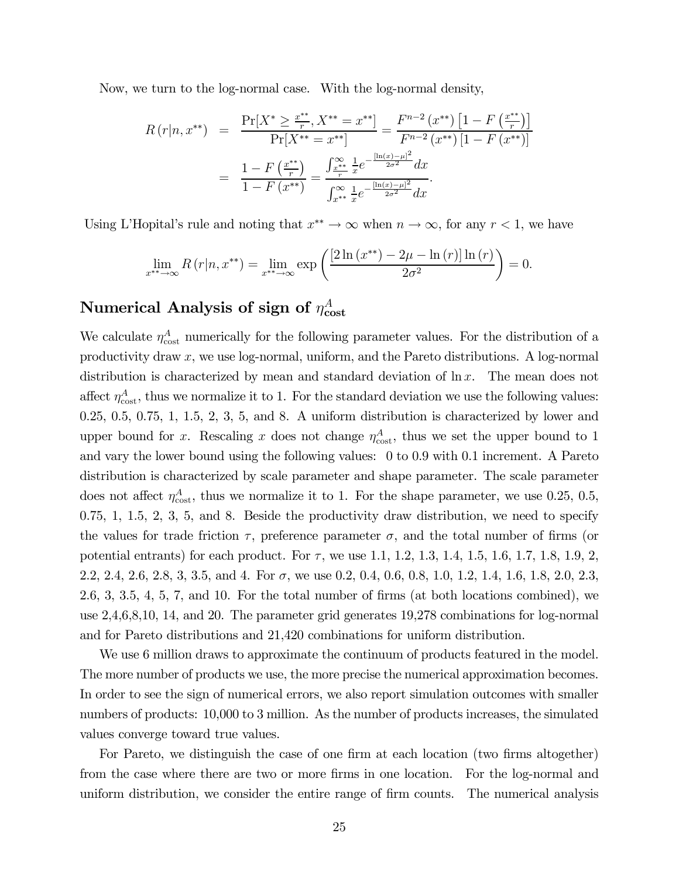Now, we turn to the log-normal case. With the log-normal density,

$$
\begin{aligned}
R(r|n, x^{**}) &= \frac{\Pr[X^* \geq \frac{x^{**}}{r}, X^{**} = x^{**}]}{\Pr[X^{**} = x^{**}]} = \frac{F^{n-2}(x^{**})\left[1 - F\left(\frac{x^{**}}{r}\right)\right]}{F^{n-2}(x^{**})\left[1 - F(x^{**})\right]} \\
&= \frac{1 - F\left(\frac{x^{**}}{r}\right)}{1 - F(x^{**})} = \frac{\int_{\frac{x^{**}}{r}}^{\infty} \frac{1}{x} e^{-\frac{[\ln(x)-\mu]^2}{2\sigma^2}} dx}{\int_{x^{**}}^{\infty} \frac{1}{x} e^{-\frac{[\ln(x)-\mu]^2}{2\sigma^2}} dx}.
\end{aligned}
$$

Using L'Hopital's rule and noting that $x^{**} \to \infty$ when $n \to \infty$, for any $r < 1$, we have

$$
\lim_{x^{**} \to \infty} R(r|n, x^{**}) = \lim_{x^{**} \to \infty} \exp\left(\frac{[2\ln(x^{**}) - 2\mu - \ln(r)]\ln(r)}{2\sigma^2}\right) = 0.
$$

## Numerical Analysis of sign of $\eta^A_{\text{cost}}$

We calculate $\eta^A_{\text{cost}}$ numerically for the following parameter values. For the distribution of a productivity draw $x$, we use log-normal, uniform, and the Pareto distributions. A log-normal distribution is characterized by mean and standard deviation of $\ln x$. The mean does not affect $\eta^A_{\text{cost}}$, thus we normalize it to 1. For the standard deviation we use the following values: 0.25, 0.5, 0.75, 1, 1.5, 2, 3, 5, and 8. A uniform distribution is characterized by lower and upper bound for $x$. Rescaling $x$ does not change $\eta^A_{\text{cost}}$, thus we set the upper bound to 1 and vary the lower bound using the following values: 0 to 0.9 with 0.1 increment. A Pareto distribution is characterized by scale parameter and shape parameter. The scale parameter does not affect $\eta^A_{\text{cost}}$, thus we normalize it to 1. For the shape parameter, we use 0.25, 0.5, 0.75, 1, 1.5, 2, 3, 5, and 8. Beside the productivity draw distribution, we need to specify the values for trade friction $\tau$, preference parameter $\sigma$, and the total number of firms (or potential entrants) for each product. For $\tau$, we use 1.1, 1.2, 1.3, 1.4, 1.5, 1.6, 1.7, 1.8, 1.9, 2, 2.2, 2.4, 2.6, 2.8, 3, 3.5, and 4. For $\sigma$, we use 0.2, 0.4, 0.6, 0.8, 1.0, 1.2, 1.4, 1.6, 1.8, 2.0, 2.3, 2.6, 3, 3.5, 4, 5, 7, and 10. For the total number of firms (at both locations combined), we use 2,4,6,8,10, 14, and 20. The parameter grid generates 19,278 combinations for log-normal and for Pareto distributions and 21,420 combinations for uniform distribution.

We use 6 million draws to approximate the continuum of products featured in the model. The more number of products we use, the more precise the numerical approximation becomes. In order to see the sign of numerical errors, we also report simulation outcomes with smaller numbers of products: 10,000 to 3 million. As the number of products increases, the simulated values converge toward true values.

For Pareto, we distinguish the case of one firm at each location (two firms altogether) from the case where there are two or more firms in one location. For the log-normal and uniform distribution, we consider the entire range of firm counts. The numerical analysis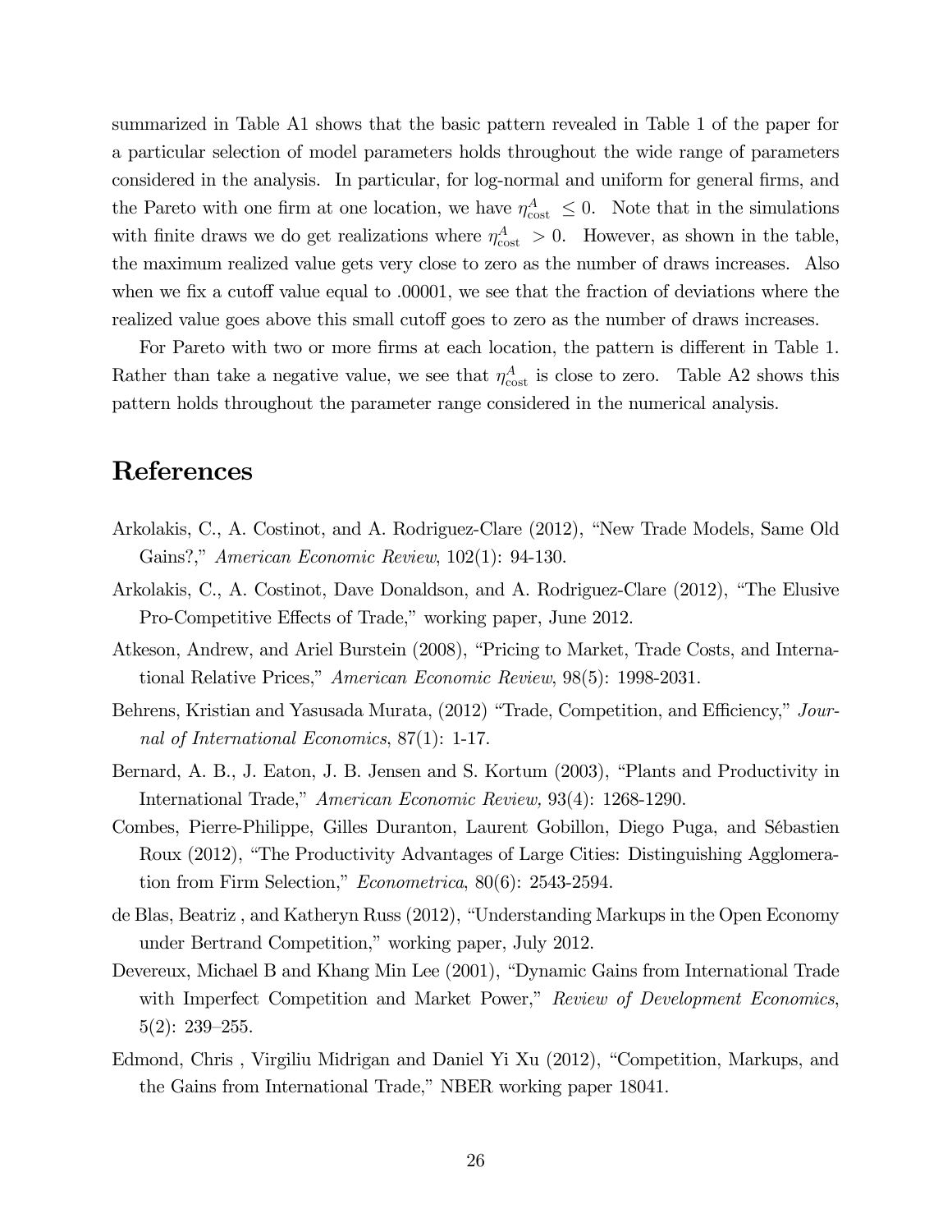summarized in Table A1 shows that the basic pattern revealed in Table 1 of the paper for a particular selection of model parameters holds throughout the wide range of parameters considered in the analysis. In particular, for log-normal and uniform for general firms, and the Pareto with one firm at one location, we have $\eta^A_{\text{cost}} \leq 0$. Note that in the simulations with finite draws we do get realizations where $\eta^A_{\text{cost}} > 0$. However, as shown in the table, the maximum realized value gets very close to zero as the number of draws increases. Also when we fix a cutoff value equal to .00001, we see that the fraction of deviations where the realized value goes above this small cutoff goes to zero as the number of draws increases.

For Pareto with two or more firms at each location, the pattern is different in Table 1. Rather than take a negative value, we see that $\eta^A_{\text{cost}}$ is close to zero. Table A2 shows this pattern holds throughout the parameter range considered in the numerical analysis.

# References

Arkolakis, C., A. Costinot, and A. Rodriguez-Clare (2012), "New Trade Models, Same Old Gains?," *American Economic Review*, 102(1): 94-130.

Arkolakis, C., A. Costinot, Dave Donaldson, and A. Rodriguez-Clare (2012), "The Elusive Pro-Competitive Effects of Trade," working paper, June 2012.

Atkeson, Andrew, and Ariel Burstein (2008), "Pricing to Market, Trade Costs, and International Relative Prices," *American Economic Review*, 98(5): 1998-2031.

Behrens, Kristian and Yasusada Murata, (2012) "Trade, Competition, and Efficiency," *Journal of International Economics*, 87(1): 1-17.

Bernard, A. B., J. Eaton, J. B. Jensen and S. Kortum (2003), "Plants and Productivity in International Trade," *American Economic Review,* 93(4): 1268-1290.

Combes, Pierre-Philippe, Gilles Duranton, Laurent Gobillon, Diego Puga, and Sébastien Roux (2012), "The Productivity Advantages of Large Cities: Distinguishing Agglomeration from Firm Selection," *Econometrica*, 80(6): 2543-2594.

de Blas, Beatriz , and Katheryn Russ (2012), "Understanding Markups in the Open Economy under Bertrand Competition," working paper, July 2012.

Devereux, Michael B and Khang Min Lee (2001), "Dynamic Gains from International Trade with Imperfect Competition and Market Power," *Review of Development Economics*, 5(2): 239–255.

Edmond, Chris , Virgiliu Midrigan and Daniel Yi Xu (2012), "Competition, Markups, and the Gains from International Trade," NBER working paper 18041.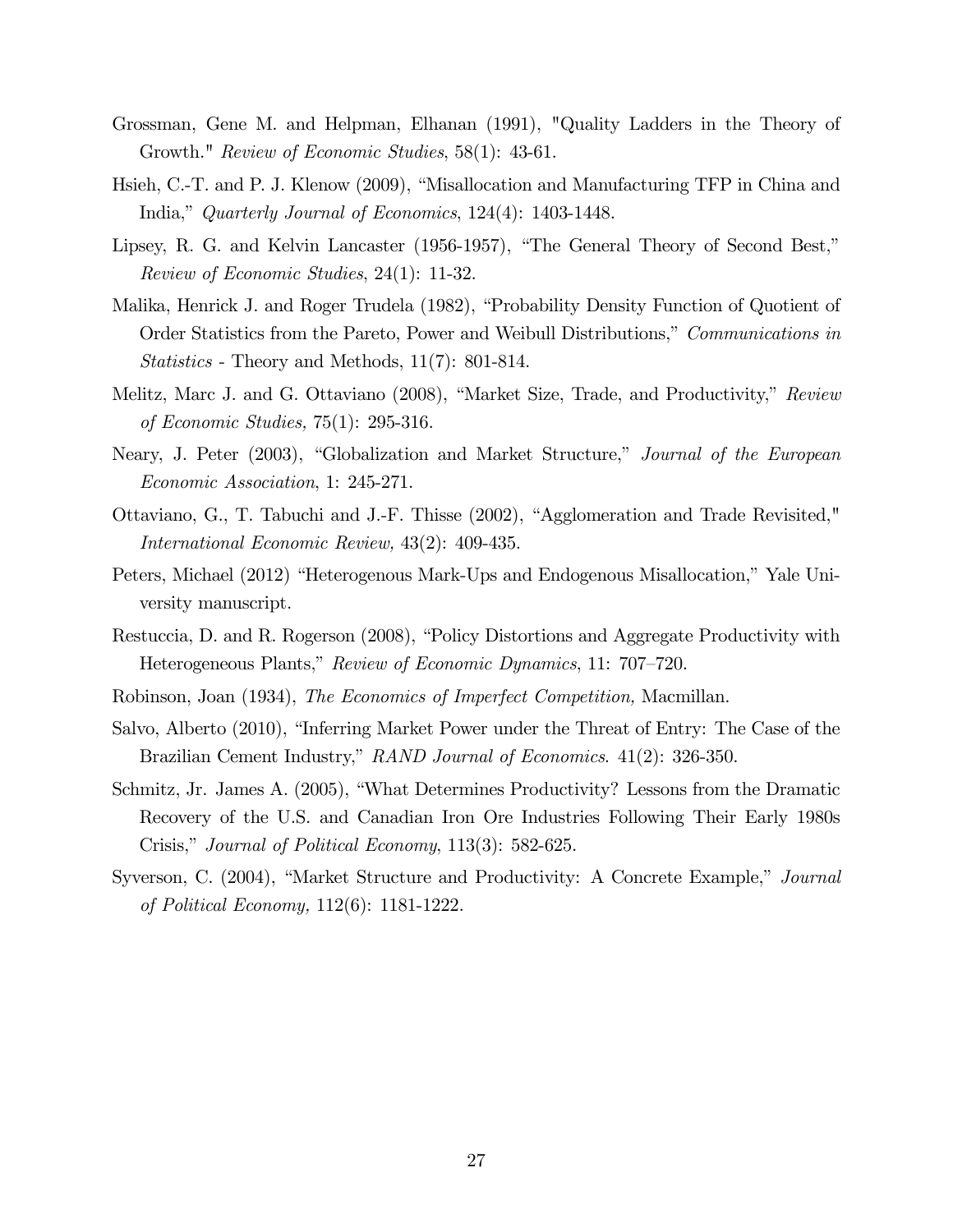Grossman, Gene M. and Helpman, Elhanan (1991), "Quality Ladders in the Theory of Growth." *Review of Economic Studies*, 58(1): 43-61.

Hsieh, C.-T. and P. J. Klenow (2009), "Misallocation and Manufacturing TFP in China and India," *Quarterly Journal of Economics*, 124(4): 1403-1448.

Lipsey, R. G. and Kelvin Lancaster (1956-1957), "The General Theory of Second Best," *Review of Economic Studies*, 24(1): 11-32.

Malika, Henrick J. and Roger Trudela (1982), "Probability Density Function of Quotient of Order Statistics from the Pareto, Power and Weibull Distributions," *Communications in Statistics* - Theory and Methods, 11(7): 801-814.

Melitz, Marc J. and G. Ottaviano (2008), "Market Size, Trade, and Productivity," *Review of Economic Studies,* 75(1): 295-316.

Neary, J. Peter (2003), "Globalization and Market Structure," *Journal of the European Economic Association*, 1: 245-271.

Ottaviano, G., T. Tabuchi and J.-F. Thisse (2002), "Agglomeration and Trade Revisited," *International Economic Review,* 43(2): 409-435.

Peters, Michael (2012) "Heterogenous Mark-Ups and Endogenous Misallocation," Yale University manuscript.

Restuccia, D. and R. Rogerson (2008), "Policy Distortions and Aggregate Productivity with Heterogeneous Plants," *Review of Economic Dynamics*, 11: 707–720.

Robinson, Joan (1934), *The Economics of Imperfect Competition,* Macmillan.

Salvo, Alberto (2010), "Inferring Market Power under the Threat of Entry: The Case of the Brazilian Cement Industry," *RAND Journal of Economics*. 41(2): 326-350.

Schmitz, Jr. James A. (2005), "What Determines Productivity? Lessons from the Dramatic Recovery of the U.S. and Canadian Iron Ore Industries Following Their Early 1980s Crisis," *Journal of Political Economy*, 113(3): 582-625.

Syverson, C. (2004), "Market Structure and Productivity: A Concrete Example," *Journal of Political Economy,* 112(6): 1181-1222.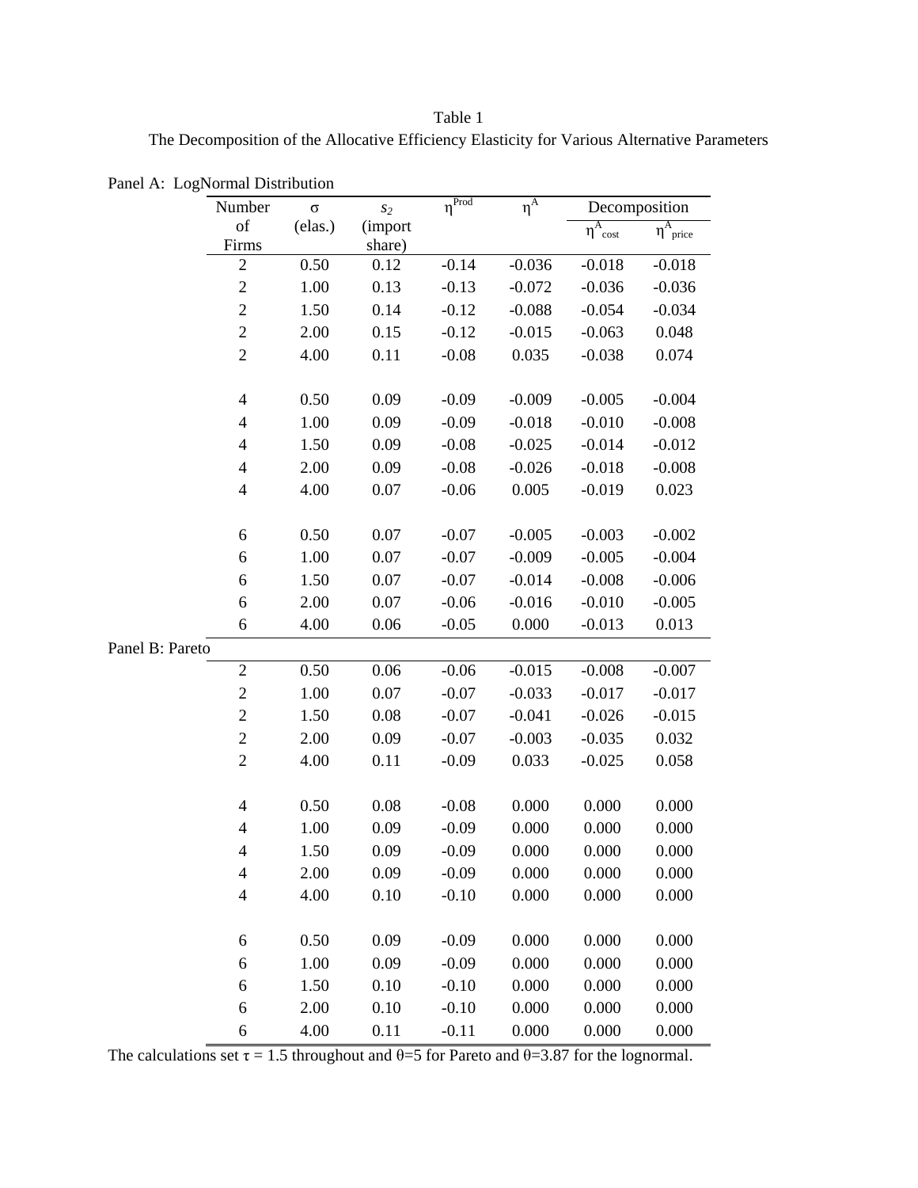Table 1

The Decomposition of the Allocative Efficiency Elasticity for Various Alternative Parameters

Panel A: LogNormal Distribution

| Number of Firms | $\sigma$ (elas.) | $s_2$ (import share) | $\eta^{Prod}$ | $\eta^{A}$ | Decomposition | |
|---|---|---|---|---|---|---|
| | | | | | $\eta^{A}_{cost}$ | $\eta^{A}_{price}$ |
| 2 | 0.50 | 0.12 | -0.14 | -0.036 | -0.018 | -0.018 |
| 2 | 1.00 | 0.13 | -0.13 | -0.072 | -0.036 | -0.036 |
| 2 | 1.50 | 0.14 | -0.12 | -0.088 | -0.054 | -0.034 |
| 2 | 2.00 | 0.15 | -0.12 | -0.015 | -0.063 | 0.048 |
| 2 | 4.00 | 0.11 | -0.08 | 0.035 | -0.038 | 0.074 |
| 4 | 0.50 | 0.09 | -0.09 | -0.009 | -0.005 | -0.004 |
| 4 | 1.00 | 0.09 | -0.09 | -0.018 | -0.010 | -0.008 |
| 4 | 1.50 | 0.09 | -0.08 | -0.025 | -0.014 | -0.012 |
| 4 | 2.00 | 0.09 | -0.08 | -0.026 | -0.018 | -0.008 |
| 4 | 4.00 | 0.07 | -0.06 | 0.005 | -0.019 | 0.023 |
| 6 | 0.50 | 0.07 | -0.07 | -0.005 | -0.003 | -0.002 |
| 6 | 1.00 | 0.07 | -0.07 | -0.009 | -0.005 | -0.004 |
| 6 | 1.50 | 0.07 | -0.07 | -0.014 | -0.008 | -0.006 |
| 6 | 2.00 | 0.07 | -0.06 | -0.016 | -0.010 | -0.005 |
| 6 | 4.00 | 0.06 | -0.05 | 0.000 | -0.013 | 0.013 |

Panel B: Pareto

| Number of Firms | $\sigma$ (elas.) | $s_2$ (import share) | $\eta^{Prod}$ | $\eta^{A}$ | $\eta^{A}_{cost}$ | $\eta^{A}_{price}$ |
|---|---|---|---|---|---|---|
| 2 | 0.50 | 0.06 | -0.06 | -0.015 | -0.008 | -0.007 |
| 2 | 1.00 | 0.07 | -0.07 | -0.033 | -0.017 | -0.017 |
| 2 | 1.50 | 0.08 | -0.07 | -0.041 | -0.026 | -0.015 |
| 2 | 2.00 | 0.09 | -0.07 | -0.003 | -0.035 | 0.032 |
| 2 | 4.00 | 0.11 | -0.09 | 0.033 | -0.025 | 0.058 |
| 4 | 0.50 | 0.08 | -0.08 | 0.000 | 0.000 | 0.000 |
| 4 | 1.00 | 0.09 | -0.09 | 0.000 | 0.000 | 0.000 |
| 4 | 1.50 | 0.09 | -0.09 | 0.000 | 0.000 | 0.000 |
| 4 | 2.00 | 0.09 | -0.09 | 0.000 | 0.000 | 0.000 |
| 4 | 4.00 | 0.10 | -0.10 | 0.000 | 0.000 | 0.000 |
| 6 | 0.50 | 0.09 | -0.09 | 0.000 | 0.000 | 0.000 |
| 6 | 1.00 | 0.09 | -0.09 | 0.000 | 0.000 | 0.000 |
| 6 | 1.50 | 0.10 | -0.10 | 0.000 | 0.000 | 0.000 |
| 6 | 2.00 | 0.10 | -0.10 | 0.000 | 0.000 | 0.000 |
| 6 | 4.00 | 0.11 | -0.11 | 0.000 | 0.000 | 0.000 |

The calculations set $\tau = 1.5$ throughout and $\theta=5$ for Pareto and $\theta=3.87$ for the lognormal.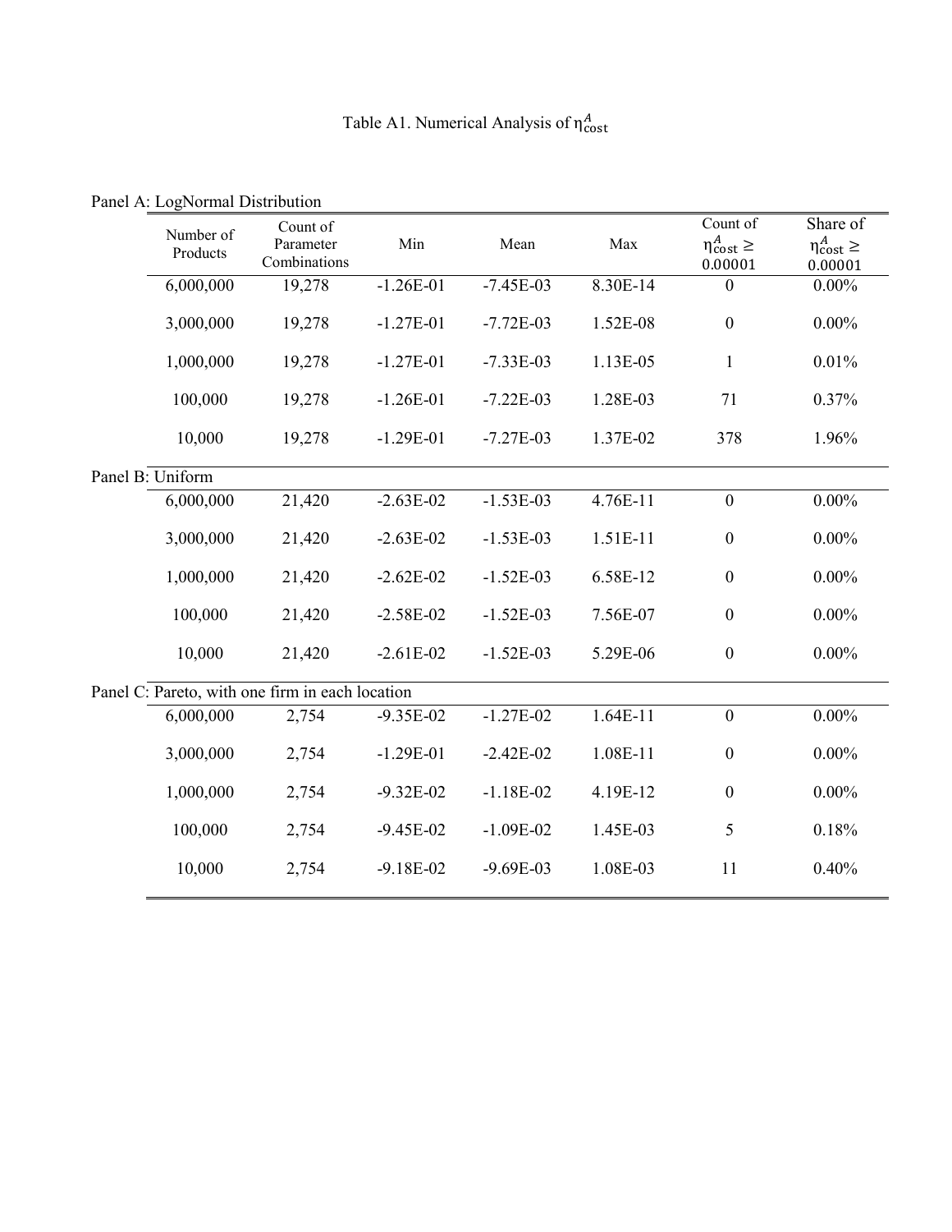# Table A1. Numerical Analysis of $\eta^{A}_{\text{cost}}$

Panel A: LogNormal Distribution

| Number of Products | Count of Parameter Combinations | Min | Mean | Max | Count of $\eta^{A}_{\text{cost}} \geq 0.00001$ | Share of $\eta^{A}_{\text{cost}} \geq 0.00001$ |
|---|---|---|---|---|---|---|
| 6,000,000 | 19,278 | -1.26E-01 | -7.45E-03 | 8.30E-14 | 0 | 0.00% |
| 3,000,000 | 19,278 | -1.27E-01 | -7.72E-03 | 1.52E-08 | 0 | 0.00% |
| 1,000,000 | 19,278 | -1.27E-01 | -7.33E-03 | 1.13E-05 | 1 | 0.01% |
| 100,000 | 19,278 | -1.26E-01 | -7.22E-03 | 1.28E-03 | 71 | 0.37% |
| 10,000 | 19,278 | -1.29E-01 | -7.27E-03 | 1.37E-02 | 378 | 1.96% |

Panel B: Uniform

| Number of Products | Count of Parameter Combinations | Min | Mean | Max | Count of $\eta^{A}_{\text{cost}} \geq 0.00001$ | Share of $\eta^{A}_{\text{cost}} \geq 0.00001$ |
|---|---|---|---|---|---|---|
| 6,000,000 | 21,420 | -2.63E-02 | -1.53E-03 | 4.76E-11 | 0 | 0.00% |
| 3,000,000 | 21,420 | -2.63E-02 | -1.53E-03 | 1.51E-11 | 0 | 0.00% |
| 1,000,000 | 21,420 | -2.62E-02 | -1.52E-03 | 6.58E-12 | 0 | 0.00% |
| 100,000 | 21,420 | -2.58E-02 | -1.52E-03 | 7.56E-07 | 0 | 0.00% |
| 10,000 | 21,420 | -2.61E-02 | -1.52E-03 | 5.29E-06 | 0 | 0.00% |

Panel C: Pareto, with one firm in each location

| Number of Products | Count of Parameter Combinations | Min | Mean | Max | Count of $\eta^{A}_{\text{cost}} \geq 0.00001$ | Share of $\eta^{A}_{\text{cost}} \geq 0.00001$ |
|---|---|---|---|---|---|---|
| 6,000,000 | 2,754 | -9.35E-02 | -1.27E-02 | 1.64E-11 | 0 | 0.00% |
| 3,000,000 | 2,754 | -1.29E-01 | -2.42E-02 | 1.08E-11 | 0 | 0.00% |
| 1,000,000 | 2,754 | -9.32E-02 | -1.18E-02 | 4.19E-12 | 0 | 0.00% |
| 100,000 | 2,754 | -9.45E-02 | -1.09E-02 | 1.45E-03 | 5 | 0.18% |
| 10,000 | 2,754 | -9.18E-02 | -9.69E-03 | 1.08E-03 | 11 | 0.40% |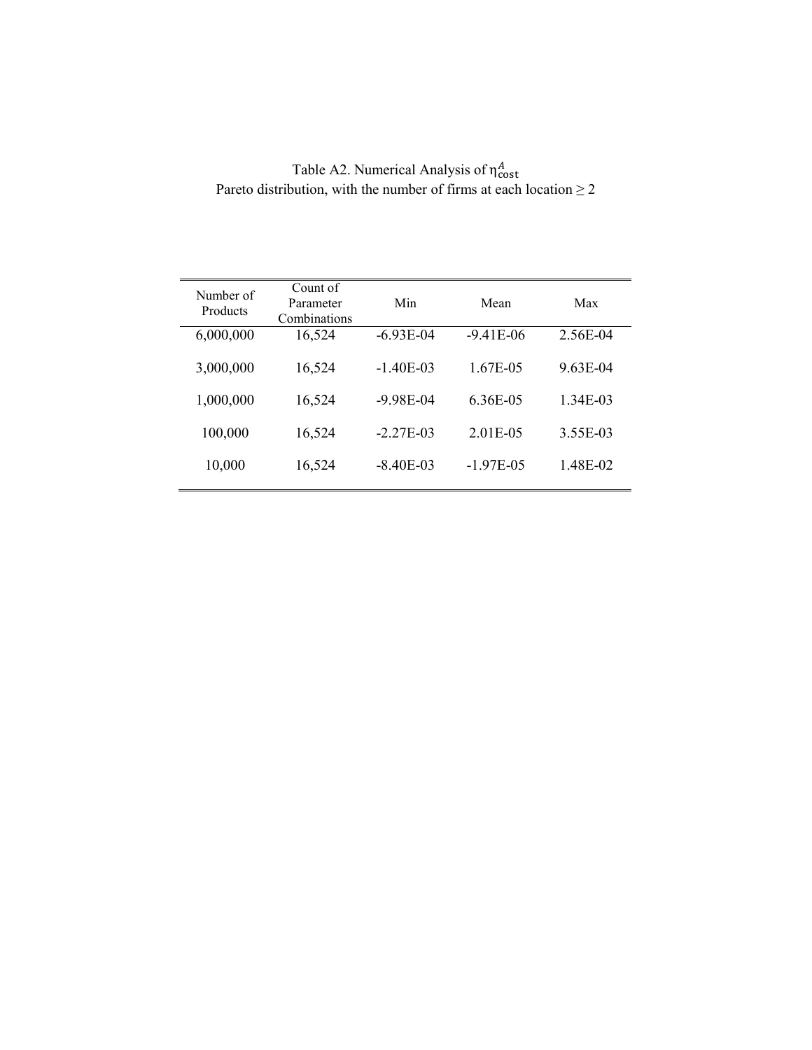Table A2. Numerical Analysis of $\eta^{A}_{\text{cost}}$

Pareto distribution, with the number of firms at each location ≥ 2

| Number of Products | Count of Parameter Combinations | Min | Mean | Max |
|---|---|---|---|---|
| 6,000,000 | 16,524 | -6.93E-04 | -9.41E-06 | 2.56E-04 |
| 3,000,000 | 16,524 | -1.40E-03 | 1.67E-05 | 9.63E-04 |
| 1,000,000 | 16,524 | -9.98E-04 | 6.36E-05 | 1.34E-03 |
| 100,000 | 16,524 | -2.27E-03 | 2.01E-05 | 3.55E-03 |
| 10,000 | 16,524 | -8.40E-03 | -1.97E-05 | 1.48E-02 |